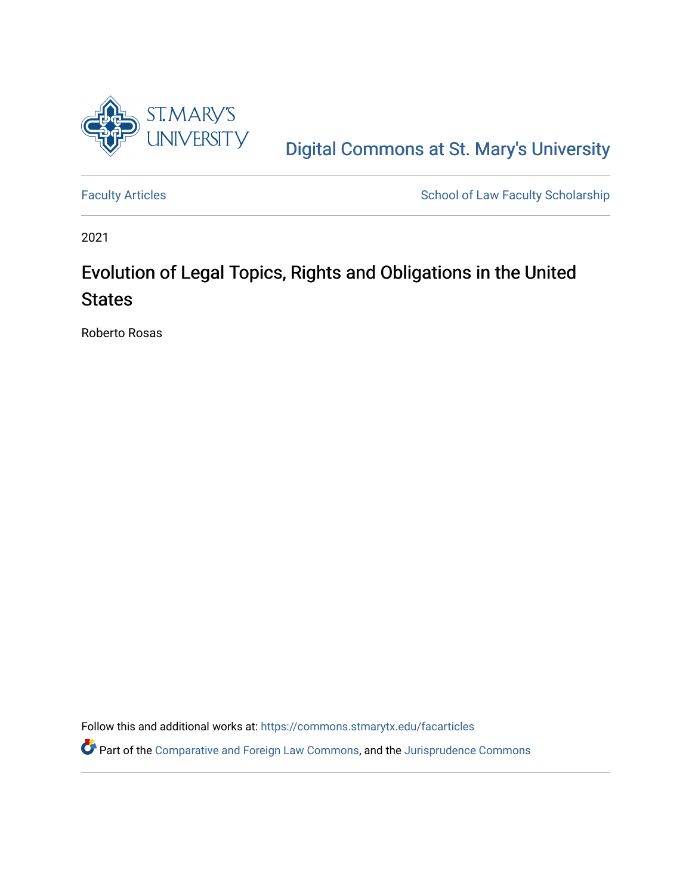Digital Commons at St. Mary's University

Faculty Articles | School of Law Faculty Scholarship

2021

# Evolution of Legal Topics, Rights and Obligations in the United States

Roberto Rosas

Follow this and additional works at: https://commons.stmarytx.edu/facarticles

Part of the Comparative and Foreign Law Commons, and the Jurisprudence Commons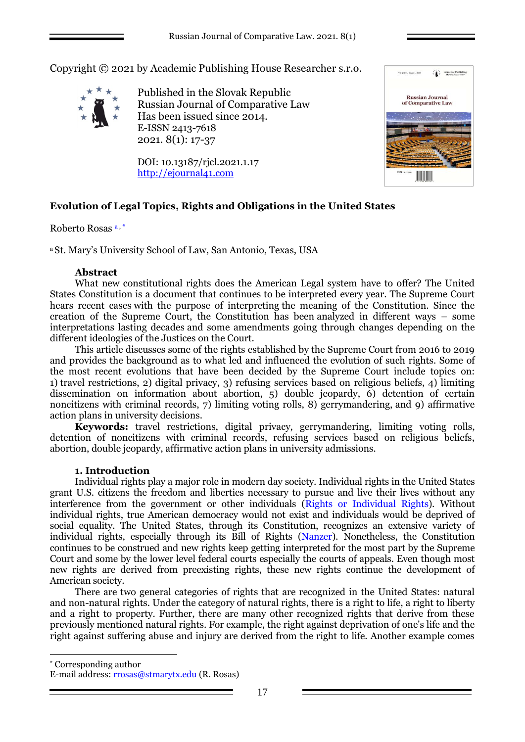Copyright © 2021 by Academic Publishing House Researcher s.r.o.

Published in the Slovak Republic
Russian Journal of Comparative Law
Has been issued since 2014.
E-ISSN 2413-7618
2021. 8(1): 17-37

DOI: 10.13187/rjcl.2021.1.17
http://ejournal41.com

# Evolution of Legal Topics, Rights and Obligations in the United States

Roberto Rosas [a, *]

[a] St. Mary's University School of Law, San Antonio, Texas, USA

## Abstract

What new constitutional rights does the American Legal system have to offer? The United States Constitution is a document that continues to be interpreted every year. The Supreme Court hears recent cases with the purpose of interpreting the meaning of the Constitution. Since the creation of the Supreme Court, the Constitution has been analyzed in different ways – some interpretations lasting decades and some amendments going through changes depending on the different ideologies of the Justices on the Court.

This article discusses some of the rights established by the Supreme Court from 2016 to 2019 and provides the background as to what led and influenced the evolution of such rights. Some of the most recent evolutions that have been decided by the Supreme Court include topics on: 1) travel restrictions, 2) digital privacy, 3) refusing services based on religious beliefs, 4) limiting dissemination on information about abortion, 5) double jeopardy, 6) detention of certain noncitizens with criminal records, 7) limiting voting rolls, 8) gerrymandering, and 9) affirmative action plans in university decisions.

**Keywords:** travel restrictions, digital privacy, gerrymandering, limiting voting rolls, detention of noncitizens with criminal records, refusing services based on religious beliefs, abortion, double jeopardy, affirmative action plans in university admissions.

## 1. Introduction

Individual rights play a major role in modern day society. Individual rights in the United States grant U.S. citizens the freedom and liberties necessary to pursue and live their lives without any interference from the government or other individuals (Rights or Individual Rights). Without individual rights, true American democracy would not exist and individuals would be deprived of social equality. The United States, through its Constitution, recognizes an extensive variety of individual rights, especially through its Bill of Rights (Nanzer). Nonetheless, the Constitution continues to be construed and new rights keep getting interpreted for the most part by the Supreme Court and some by the lower level federal courts especially the courts of appeals. Even though most new rights are derived from preexisting rights, these new rights continue the development of American society.

There are two general categories of rights that are recognized in the United States: natural and non-natural rights. Under the category of natural rights, there is a right to life, a right to liberty and a right to property. Further, there are many other recognized rights that derive from these previously mentioned natural rights. For example, the right against deprivation of one's life and the right against suffering abuse and injury are derived from the right to life. Another example comes

* Corresponding author
E-mail address: rrosas@stmarytx.edu (R. Rosas)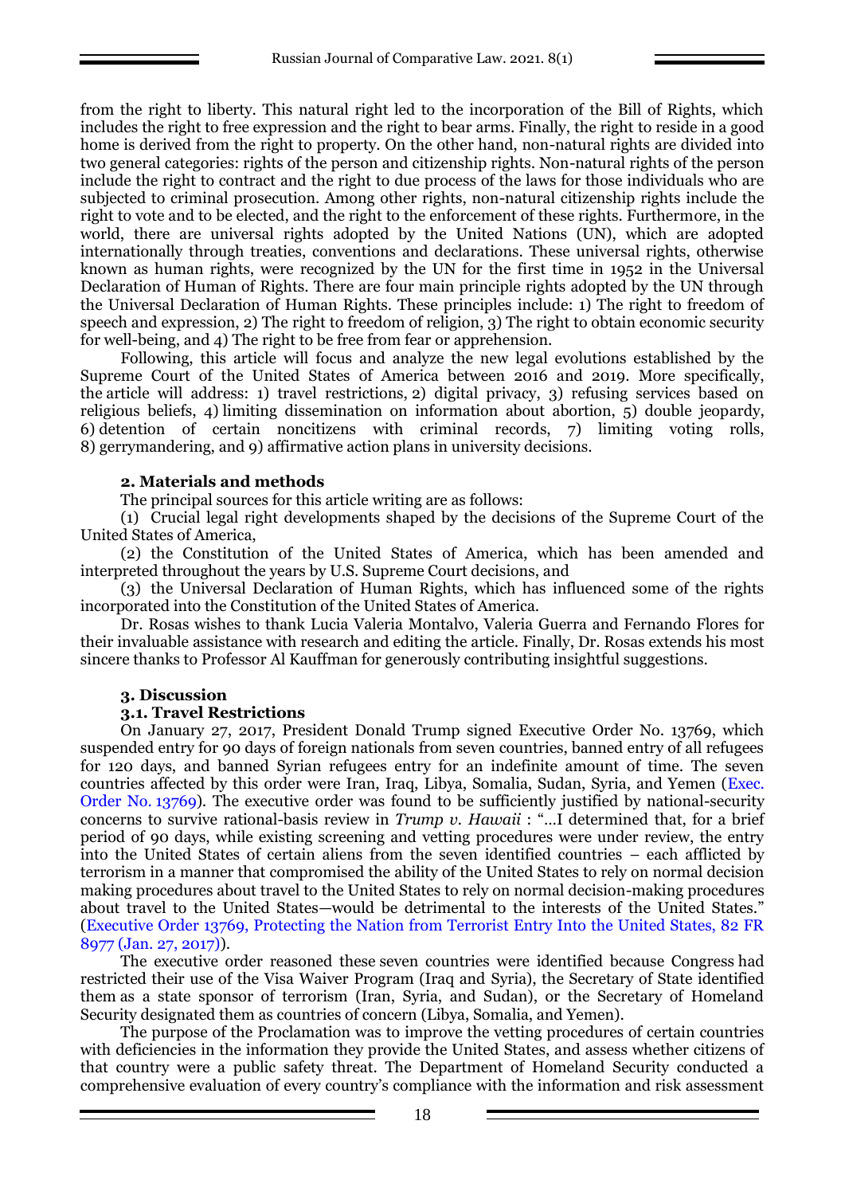from the right to liberty. This natural right led to the incorporation of the Bill of Rights, which includes the right to free expression and the right to bear arms. Finally, the right to reside in a good home is derived from the right to property. On the other hand, non-natural rights are divided into two general categories: rights of the person and citizenship rights. Non-natural rights of the person include the right to contract and the right to due process of the laws for those individuals who are subjected to criminal prosecution. Among other rights, non-natural citizenship rights include the right to vote and to be elected, and the right to the enforcement of these rights. Furthermore, in the world, there are universal rights adopted by the United Nations (UN), which are adopted internationally through treaties, conventions and declarations. These universal rights, otherwise known as human rights, were recognized by the UN for the first time in 1952 in the Universal Declaration of Human of Rights. There are four main principle rights adopted by the UN through the Universal Declaration of Human Rights. These principles include: 1) The right to freedom of speech and expression, 2) The right to freedom of religion, 3) The right to obtain economic security for well-being, and 4) The right to be free from fear or apprehension.

Following, this article will focus and analyze the new legal evolutions established by the Supreme Court of the United States of America between 2016 and 2019. More specifically, the article will address: 1) travel restrictions, 2) digital privacy, 3) refusing services based on religious beliefs, 4) limiting dissemination on information about abortion, 5) double jeopardy, 6) detention of certain noncitizens with criminal records, 7) limiting voting rolls, 8) gerrymandering, and 9) affirmative action plans in university decisions.

## 2. Materials and methods

The principal sources for this article writing are as follows:

(1) Crucial legal right developments shaped by the decisions of the Supreme Court of the United States of America,

(2) the Constitution of the United States of America, which has been amended and interpreted throughout the years by U.S. Supreme Court decisions, and

(3) the Universal Declaration of Human Rights, which has influenced some of the rights incorporated into the Constitution of the United States of America.

Dr. Rosas wishes to thank Lucia Valeria Montalvo, Valeria Guerra and Fernando Flores for their invaluable assistance with research and editing the article. Finally, Dr. Rosas extends his most sincere thanks to Professor Al Kauffman for generously contributing insightful suggestions.

## 3. Discussion

### 3.1. Travel Restrictions

On January 27, 2017, President Donald Trump signed Executive Order No. 13769, which suspended entry for 90 days of foreign nationals from seven countries, banned entry of all refugees for 120 days, and banned Syrian refugees entry for an indefinite amount of time. The seven countries affected by this order were Iran, Iraq, Libya, Somalia, Sudan, Syria, and Yemen (Exec. Order No. 13769). The executive order was found to be sufficiently justified by national-security concerns to survive rational-basis review in *Trump v. Hawaii* : "…I determined that, for a brief period of 90 days, while existing screening and vetting procedures were under review, the entry into the United States of certain aliens from the seven identified countries – each afflicted by terrorism in a manner that compromised the ability of the United States to rely on normal decision making procedures about travel to the United States to rely on normal decision-making procedures about travel to the United States—would be detrimental to the interests of the United States." (Executive Order 13769, Protecting the Nation from Terrorist Entry Into the United States, 82 FR 8977 (Jan. 27, 2017)).

The executive order reasoned these seven countries were identified because Congress had restricted their use of the Visa Waiver Program (Iraq and Syria), the Secretary of State identified them as a state sponsor of terrorism (Iran, Syria, and Sudan), or the Secretary of Homeland Security designated them as countries of concern (Libya, Somalia, and Yemen).

The purpose of the Proclamation was to improve the vetting procedures of certain countries with deficiencies in the information they provide the United States, and assess whether citizens of that country were a public safety threat. The Department of Homeland Security conducted a comprehensive evaluation of every country's compliance with the information and risk assessment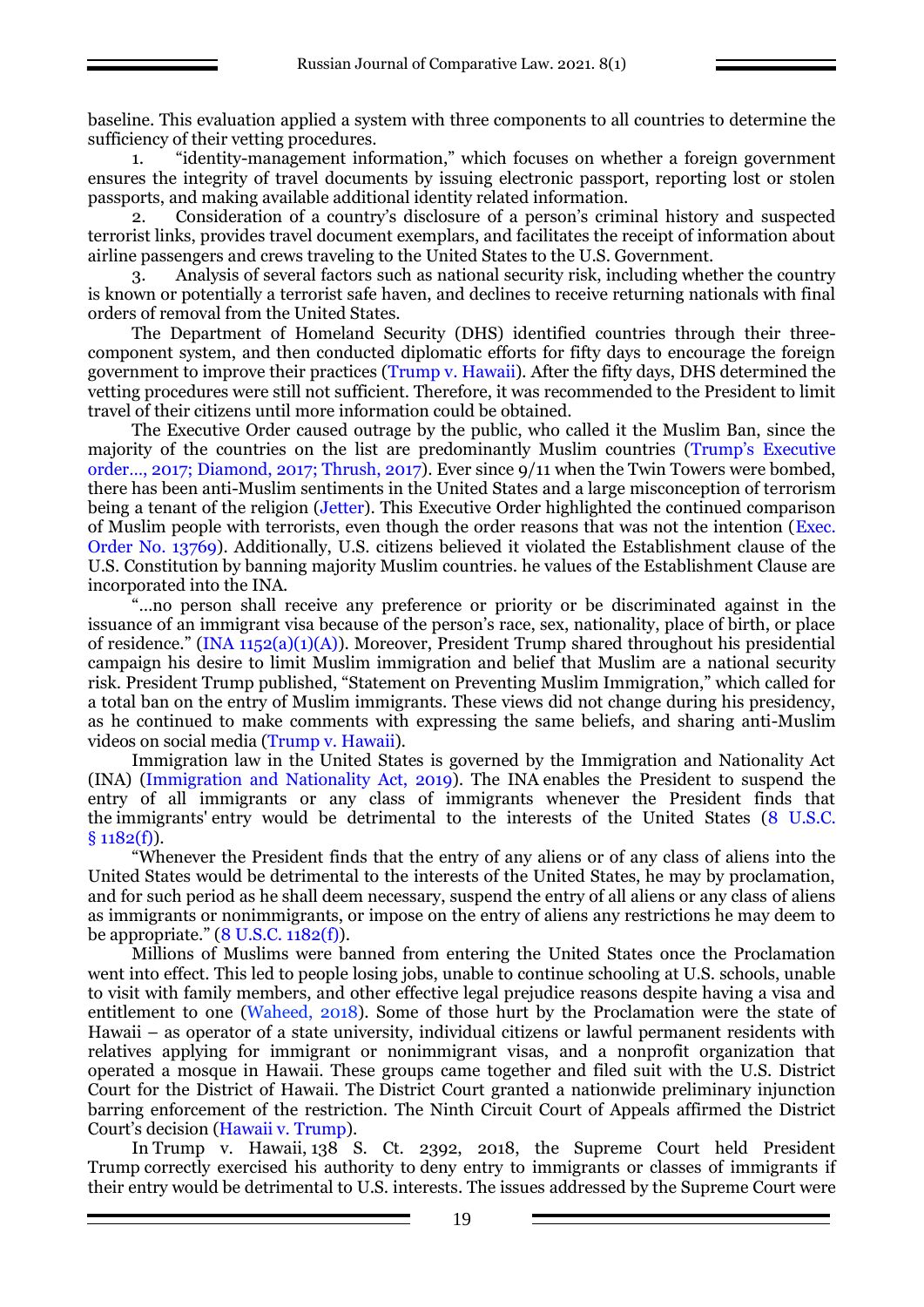baseline. This evaluation applied a system with three components to all countries to determine the sufficiency of their vetting procedures.

1. "identity-management information," which focuses on whether a foreign government ensures the integrity of travel documents by issuing electronic passport, reporting lost or stolen passports, and making available additional identity related information.
2. Consideration of a country's disclosure of a person's criminal history and suspected terrorist links, provides travel document exemplars, and facilitates the receipt of information about airline passengers and crews traveling to the United States to the U.S. Government.
3. Analysis of several factors such as national security risk, including whether the country is known or potentially a terrorist safe haven, and declines to receive returning nationals with final orders of removal from the United States.

The Department of Homeland Security (DHS) identified countries through their three-component system, and then conducted diplomatic efforts for fifty days to encourage the foreign government to improve their practices (Trump v. Hawaii). After the fifty days, DHS determined the vetting procedures were still not sufficient. Therefore, it was recommended to the President to limit travel of their citizens until more information could be obtained.

The Executive Order caused outrage by the public, who called it the Muslim Ban, since the majority of the countries on the list are predominantly Muslim countries (Trump's Executive order..., 2017; Diamond, 2017; Thrush, 2017). Ever since 9/11 when the Twin Towers were bombed, there has been anti-Muslim sentiments in the United States and a large misconception of terrorism being a tenant of the religion (Jetter). This Executive Order highlighted the continued comparison of Muslim people with terrorists, even though the order reasons that was not the intention (Exec. Order No. 13769). Additionally, U.S. citizens believed it violated the Establishment clause of the U.S. Constitution by banning majority Muslim countries. he values of the Establishment Clause are incorporated into the INA.

"...no person shall receive any preference or priority or be discriminated against in the issuance of an immigrant visa because of the person's race, sex, nationality, place of birth, or place of residence." (INA 1152(a)(1)(A)). Moreover, President Trump shared throughout his presidential campaign his desire to limit Muslim immigration and belief that Muslim are a national security risk. President Trump published, "Statement on Preventing Muslim Immigration," which called for a total ban on the entry of Muslim immigrants. These views did not change during his presidency, as he continued to make comments with expressing the same beliefs, and sharing anti-Muslim videos on social media (Trump v. Hawaii).

Immigration law in the United States is governed by the Immigration and Nationality Act (INA) (Immigration and Nationality Act, 2019). The INA enables the President to suspend the entry of all immigrants or any class of immigrants whenever the President finds that the immigrants' entry would be detrimental to the interests of the United States (8 U.S.C. § 1182(f)).

"Whenever the President finds that the entry of any aliens or of any class of aliens into the United States would be detrimental to the interests of the United States, he may by proclamation, and for such period as he shall deem necessary, suspend the entry of all aliens or any class of aliens as immigrants or nonimmigrants, or impose on the entry of aliens any restrictions he may deem to be appropriate." (8 U.S.C. 1182(f)).

Millions of Muslims were banned from entering the United States once the Proclamation went into effect. This led to people losing jobs, unable to continue schooling at U.S. schools, unable to visit with family members, and other effective legal prejudice reasons despite having a visa and entitlement to one (Waheed, 2018). Some of those hurt by the Proclamation were the state of Hawaii – as operator of a state university, individual citizens or lawful permanent residents with relatives applying for immigrant or nonimmigrant visas, and a nonprofit organization that operated a mosque in Hawaii. These groups came together and filed suit with the U.S. District Court for the District of Hawaii. The District Court granted a nationwide preliminary injunction barring enforcement of the restriction. The Ninth Circuit Court of Appeals affirmed the District Court's decision (Hawaii v. Trump).

In Trump v. Hawaii, 138 S. Ct. 2392, 2018, the Supreme Court held President Trump correctly exercised his authority to deny entry to immigrants or classes of immigrants if their entry would be detrimental to U.S. interests. The issues addressed by the Supreme Court were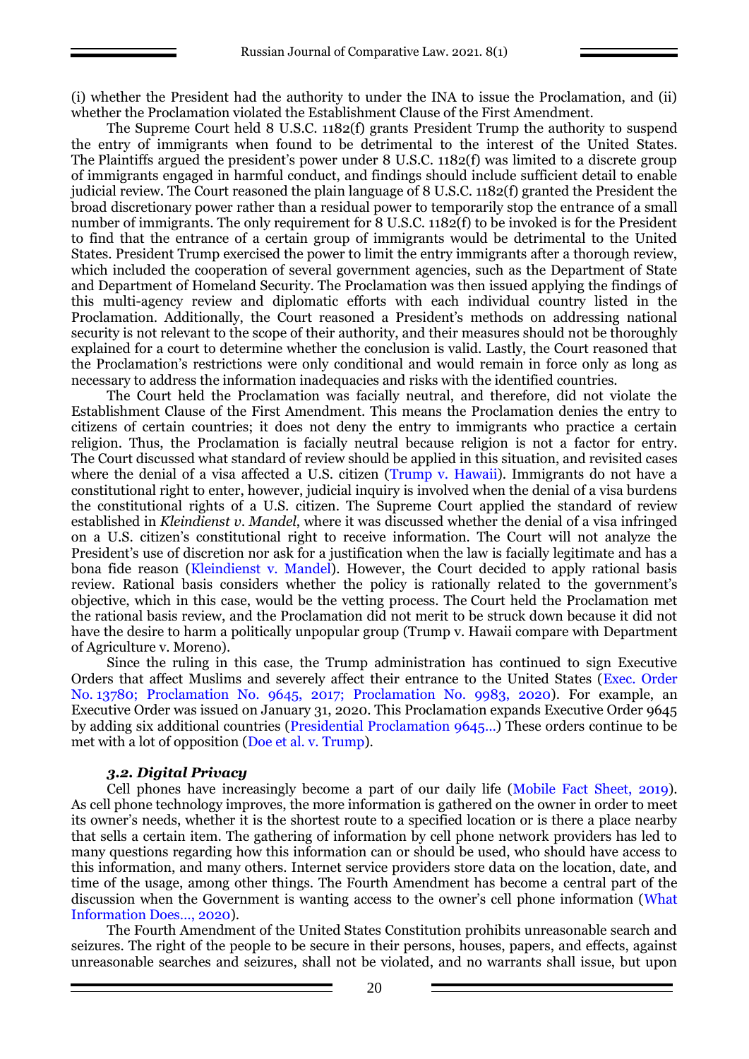(i) whether the President had the authority to under the INA to issue the Proclamation, and (ii) whether the Proclamation violated the Establishment Clause of the First Amendment.

The Supreme Court held 8 U.S.C. 1182(f) grants President Trump the authority to suspend the entry of immigrants when found to be detrimental to the interest of the United States. The Plaintiffs argued the president's power under 8 U.S.C. 1182(f) was limited to a discrete group of immigrants engaged in harmful conduct, and findings should include sufficient detail to enable judicial review. The Court reasoned the plain language of 8 U.S.C. 1182(f) granted the President the broad discretionary power rather than a residual power to temporarily stop the entrance of a small number of immigrants. The only requirement for 8 U.S.C. 1182(f) to be invoked is for the President to find that the entrance of a certain group of immigrants would be detrimental to the United States. President Trump exercised the power to limit the entry immigrants after a thorough review, which included the cooperation of several government agencies, such as the Department of State and Department of Homeland Security. The Proclamation was then issued applying the findings of this multi-agency review and diplomatic efforts with each individual country listed in the Proclamation. Additionally, the Court reasoned a President's methods on addressing national security is not relevant to the scope of their authority, and their measures should not be thoroughly explained for a court to determine whether the conclusion is valid. Lastly, the Court reasoned that the Proclamation's restrictions were only conditional and would remain in force only as long as necessary to address the information inadequacies and risks with the identified countries.

The Court held the Proclamation was facially neutral, and therefore, did not violate the Establishment Clause of the First Amendment. This means the Proclamation denies the entry to citizens of certain countries; it does not deny the entry to immigrants who practice a certain religion. Thus, the Proclamation is facially neutral because religion is not a factor for entry. The Court discussed what standard of review should be applied in this situation, and revisited cases where the denial of a visa affected a U.S. citizen (Trump v. Hawaii). Immigrants do not have a constitutional right to enter, however, judicial inquiry is involved when the denial of a visa burdens the constitutional rights of a U.S. citizen. The Supreme Court applied the standard of review established in *Kleindienst v. Mandel*, where it was discussed whether the denial of a visa infringed on a U.S. citizen's constitutional right to receive information. The Court will not analyze the President's use of discretion nor ask for a justification when the law is facially legitimate and has a bona fide reason (Kleindienst v. Mandel). However, the Court decided to apply rational basis review. Rational basis considers whether the policy is rationally related to the government's objective, which in this case, would be the vetting process. The Court held the Proclamation met the rational basis review, and the Proclamation did not merit to be struck down because it did not have the desire to harm a politically unpopular group (Trump v. Hawaii compare with Department of Agriculture v. Moreno).

Since the ruling in this case, the Trump administration has continued to sign Executive Orders that affect Muslims and severely affect their entrance to the United States (Exec. Order No. 13780; Proclamation No. 9645, 2017; Proclamation No. 9983, 2020). For example, an Executive Order was issued on January 31, 2020. This Proclamation expands Executive Order 9645 by adding six additional countries (Presidential Proclamation 9645...) These orders continue to be met with a lot of opposition (Doe et al. v. Trump).

### *3.2. Digital Privacy*

Cell phones have increasingly become a part of our daily life (Mobile Fact Sheet, 2019). As cell phone technology improves, the more information is gathered on the owner in order to meet its owner's needs, whether it is the shortest route to a specified location or is there a place nearby that sells a certain item. The gathering of information by cell phone network providers has led to many questions regarding how this information can or should be used, who should have access to this information, and many others. Internet service providers store data on the location, date, and time of the usage, among other things. The Fourth Amendment has become a central part of the discussion when the Government is wanting access to the owner's cell phone information (What Information Does..., 2020).

The Fourth Amendment of the United States Constitution prohibits unreasonable search and seizures. The right of the people to be secure in their persons, houses, papers, and effects, against unreasonable searches and seizures, shall not be violated, and no warrants shall issue, but upon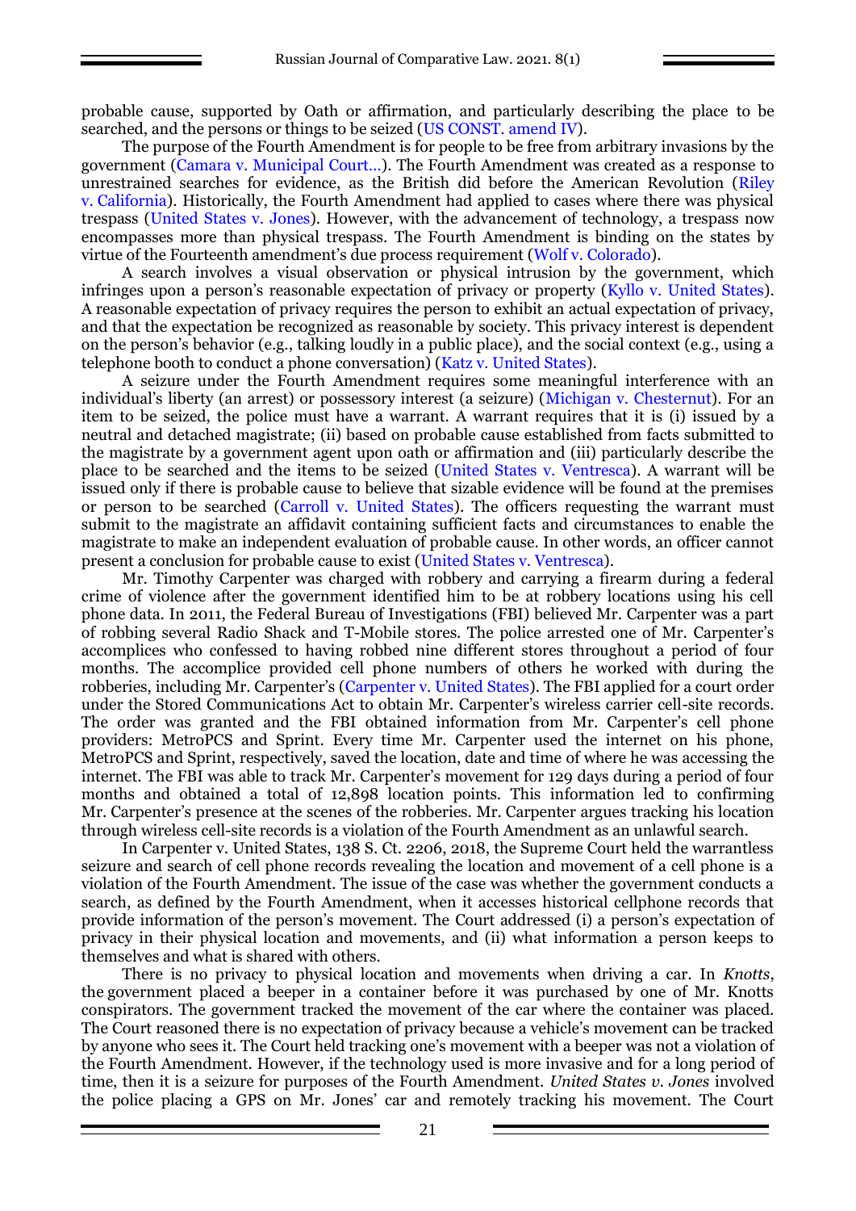probable cause, supported by Oath or affirmation, and particularly describing the place to be searched, and the persons or things to be seized (US CONST. amend IV).

The purpose of the Fourth Amendment is for people to be free from arbitrary invasions by the government (Camara v. Municipal Court...). The Fourth Amendment was created as a response to unrestrained searches for evidence, as the British did before the American Revolution (Riley v. California). Historically, the Fourth Amendment had applied to cases where there was physical trespass (United States v. Jones). However, with the advancement of technology, a trespass now encompasses more than physical trespass. The Fourth Amendment is binding on the states by virtue of the Fourteenth amendment's due process requirement (Wolf v. Colorado).

A search involves a visual observation or physical intrusion by the government, which infringes upon a person's reasonable expectation of privacy or property (Kyllo v. United States). A reasonable expectation of privacy requires the person to exhibit an actual expectation of privacy, and that the expectation be recognized as reasonable by society. This privacy interest is dependent on the person's behavior (e.g., talking loudly in a public place), and the social context (e.g., using a telephone booth to conduct a phone conversation) (Katz v. United States).

A seizure under the Fourth Amendment requires some meaningful interference with an individual's liberty (an arrest) or possessory interest (a seizure) (Michigan v. Chesternut). For an item to be seized, the police must have a warrant. A warrant requires that it is (i) issued by a neutral and detached magistrate; (ii) based on probable cause established from facts submitted to the magistrate by a government agent upon oath or affirmation and (iii) particularly describe the place to be searched and the items to be seized (United States v. Ventresca). A warrant will be issued only if there is probable cause to believe that sizable evidence will be found at the premises or person to be searched (Carroll v. United States). The officers requesting the warrant must submit to the magistrate an affidavit containing sufficient facts and circumstances to enable the magistrate to make an independent evaluation of probable cause. In other words, an officer cannot present a conclusion for probable cause to exist (United States v. Ventresca).

Mr. Timothy Carpenter was charged with robbery and carrying a firearm during a federal crime of violence after the government identified him to be at robbery locations using his cell phone data. In 2011, the Federal Bureau of Investigations (FBI) believed Mr. Carpenter was a part of robbing several Radio Shack and T-Mobile stores. The police arrested one of Mr. Carpenter's accomplices who confessed to having robbed nine different stores throughout a period of four months. The accomplice provided cell phone numbers of others he worked with during the robberies, including Mr. Carpenter's (Carpenter v. United States). The FBI applied for a court order under the Stored Communications Act to obtain Mr. Carpenter's wireless carrier cell-site records. The order was granted and the FBI obtained information from Mr. Carpenter's cell phone providers: MetroPCS and Sprint. Every time Mr. Carpenter used the internet on his phone, MetroPCS and Sprint, respectively, saved the location, date and time of where he was accessing the internet. The FBI was able to track Mr. Carpenter's movement for 129 days during a period of four months and obtained a total of 12,898 location points. This information led to confirming Mr. Carpenter's presence at the scenes of the robberies. Mr. Carpenter argues tracking his location through wireless cell-site records is a violation of the Fourth Amendment as an unlawful search.

In Carpenter v. United States, 138 S. Ct. 2206, 2018, the Supreme Court held the warrantless seizure and search of cell phone records revealing the location and movement of a cell phone is a violation of the Fourth Amendment. The issue of the case was whether the government conducts a search, as defined by the Fourth Amendment, when it accesses historical cellphone records that provide information of the person's movement. The Court addressed (i) a person's expectation of privacy in their physical location and movements, and (ii) what information a person keeps to themselves and what is shared with others.

There is no privacy to physical location and movements when driving a car. In *Knotts*, the government placed a beeper in a container before it was purchased by one of Mr. Knotts conspirators. The government tracked the movement of the car where the container was placed. The Court reasoned there is no expectation of privacy because a vehicle's movement can be tracked by anyone who sees it. The Court held tracking one's movement with a beeper was not a violation of the Fourth Amendment. However, if the technology used is more invasive and for a long period of time, then it is a seizure for purposes of the Fourth Amendment. *United States v. Jones* involved the police placing a GPS on Mr. Jones' car and remotely tracking his movement. The Court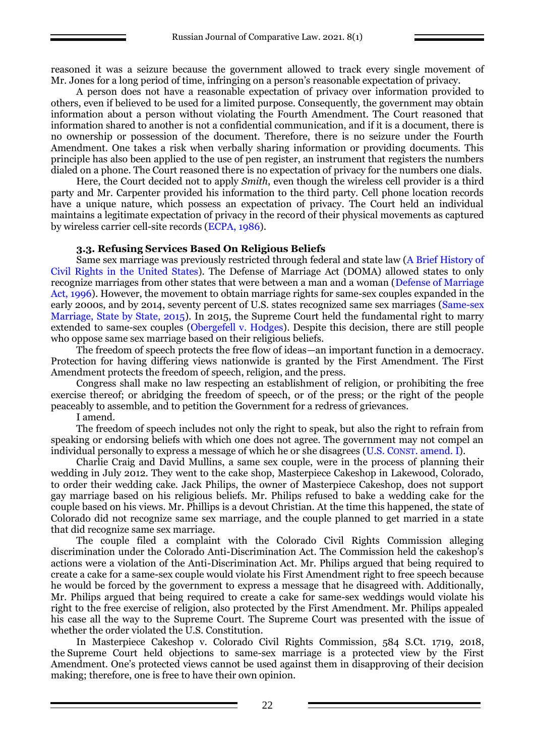reasoned it was a seizure because the government allowed to track every single movement of Mr. Jones for a long period of time, infringing on a person's reasonable expectation of privacy.

A person does not have a reasonable expectation of privacy over information provided to others, even if believed to be used for a limited purpose. Consequently, the government may obtain information about a person without violating the Fourth Amendment. The Court reasoned that information shared to another is not a confidential communication, and if it is a document, there is no ownership or possession of the document. Therefore, there is no seizure under the Fourth Amendment. One takes a risk when verbally sharing information or providing documents. This principle has also been applied to the use of pen register, an instrument that registers the numbers dialed on a phone. The Court reasoned there is no expectation of privacy for the numbers one dials.

Here, the Court decided not to apply *Smith*, even though the wireless cell provider is a third party and Mr. Carpenter provided his information to the third party. Cell phone location records have a unique nature, which possess an expectation of privacy. The Court held an individual maintains a legitimate expectation of privacy in the record of their physical movements as captured by wireless carrier cell-site records (ECPA, 1986).

### 3.3. Refusing Services Based On Religious Beliefs

Same sex marriage was previously restricted through federal and state law (A Brief History of Civil Rights in the United States). The Defense of Marriage Act (DOMA) allowed states to only recognize marriages from other states that were between a man and a woman (Defense of Marriage Act, 1996). However, the movement to obtain marriage rights for same-sex couples expanded in the early 2000s, and by 2014, seventy percent of U.S. states recognized same sex marriages (Same-sex Marriage, State by State, 2015). In 2015, the Supreme Court held the fundamental right to marry extended to same-sex couples (Obergefell v. Hodges). Despite this decision, there are still people who oppose same sex marriage based on their religious beliefs.

The freedom of speech protects the free flow of ideas—an important function in a democracy. Protection for having differing views nationwide is granted by the First Amendment. The First Amendment protects the freedom of speech, religion, and the press.

Congress shall make no law respecting an establishment of religion, or prohibiting the free exercise thereof; or abridging the freedom of speech, or of the press; or the right of the people peaceably to assemble, and to petition the Government for a redress of grievances.

I amend.

The freedom of speech includes not only the right to speak, but also the right to refrain from speaking or endorsing beliefs with which one does not agree. The government may not compel an individual personally to express a message of which he or she disagrees (U.S. CONST. amend. I).

Charlie Craig and David Mullins, a same sex couple, were in the process of planning their wedding in July 2012. They went to the cake shop, Masterpiece Cakeshop in Lakewood, Colorado, to order their wedding cake. Jack Philips, the owner of Masterpiece Cakeshop, does not support gay marriage based on his religious beliefs. Mr. Philips refused to bake a wedding cake for the couple based on his views. Mr. Phillips is a devout Christian. At the time this happened, the state of Colorado did not recognize same sex marriage, and the couple planned to get married in a state that did recognize same sex marriage.

The couple filed a complaint with the Colorado Civil Rights Commission alleging discrimination under the Colorado Anti-Discrimination Act. The Commission held the cakeshop's actions were a violation of the Anti-Discrimination Act. Mr. Philips argued that being required to create a cake for a same-sex couple would violate his First Amendment right to free speech because he would be forced by the government to express a message that he disagreed with. Additionally, Mr. Philips argued that being required to create a cake for same-sex weddings would violate his right to the free exercise of religion, also protected by the First Amendment. Mr. Philips appealed his case all the way to the Supreme Court. The Supreme Court was presented with the issue of whether the order violated the U.S. Constitution.

In Masterpiece Cakeshop v. Colorado Civil Rights Commission, 584 S.Ct. 1719, 2018, the Supreme Court held objections to same-sex marriage is a protected view by the First Amendment. One's protected views cannot be used against them in disapproving of their decision making; therefore, one is free to have their own opinion.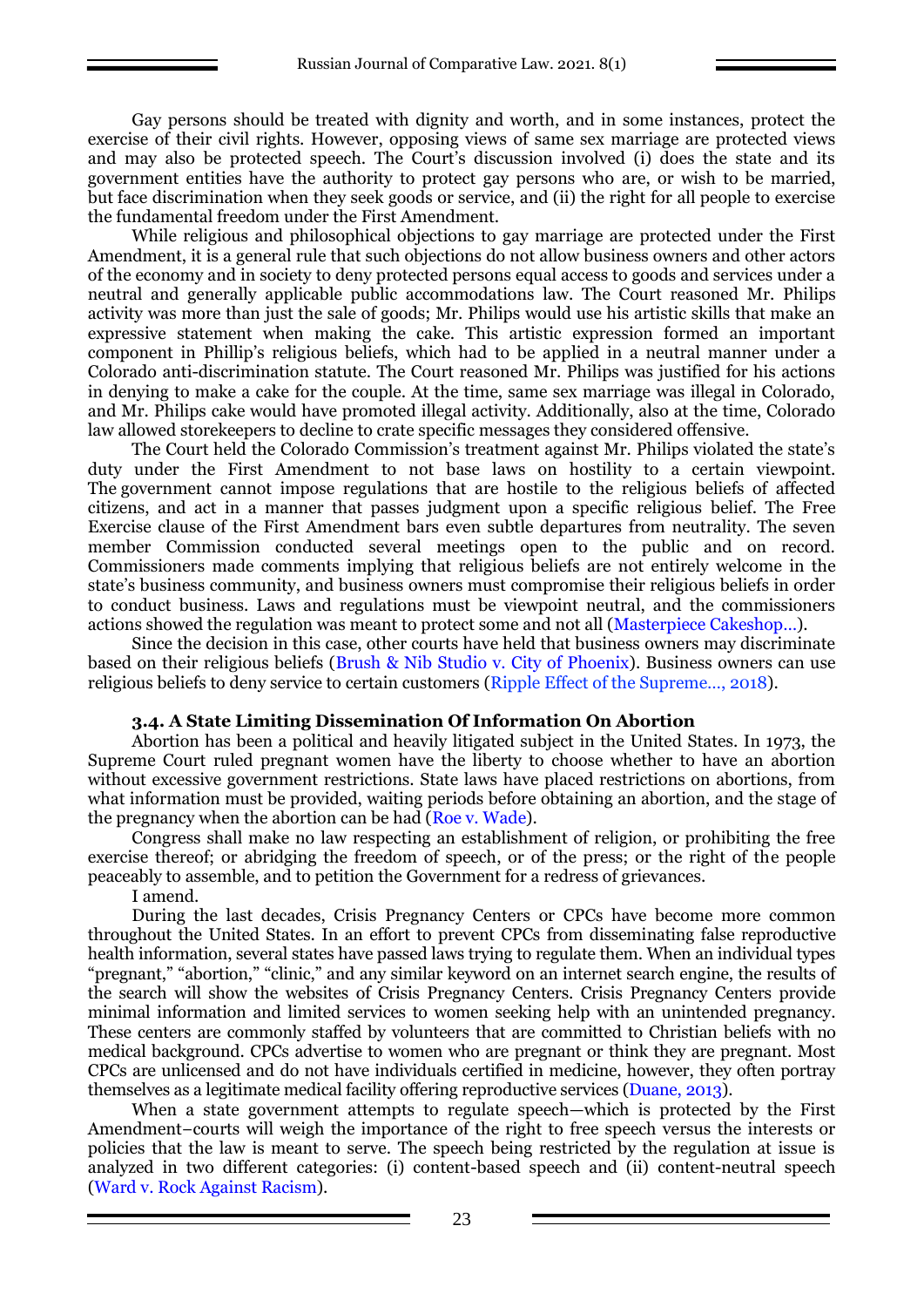Gay persons should be treated with dignity and worth, and in some instances, protect the exercise of their civil rights. However, opposing views of same sex marriage are protected views and may also be protected speech. The Court's discussion involved (i) does the state and its government entities have the authority to protect gay persons who are, or wish to be married, but face discrimination when they seek goods or service, and (ii) the right for all people to exercise the fundamental freedom under the First Amendment.

While religious and philosophical objections to gay marriage are protected under the First Amendment, it is a general rule that such objections do not allow business owners and other actors of the economy and in society to deny protected persons equal access to goods and services under a neutral and generally applicable public accommodations law. The Court reasoned Mr. Philips activity was more than just the sale of goods; Mr. Philips would use his artistic skills that make an expressive statement when making the cake. This artistic expression formed an important component in Phillip's religious beliefs, which had to be applied in a neutral manner under a Colorado anti-discrimination statute. The Court reasoned Mr. Philips was justified for his actions in denying to make a cake for the couple. At the time, same sex marriage was illegal in Colorado, and Mr. Philips cake would have promoted illegal activity. Additionally, also at the time, Colorado law allowed storekeepers to decline to crate specific messages they considered offensive.

The Court held the Colorado Commission's treatment against Mr. Philips violated the state's duty under the First Amendment to not base laws on hostility to a certain viewpoint. The government cannot impose regulations that are hostile to the religious beliefs of affected citizens, and act in a manner that passes judgment upon a specific religious belief. The Free Exercise clause of the First Amendment bars even subtle departures from neutrality. The seven member Commission conducted several meetings open to the public and on record. Commissioners made comments implying that religious beliefs are not entirely welcome in the state's business community, and business owners must compromise their religious beliefs in order to conduct business. Laws and regulations must be viewpoint neutral, and the commissioners actions showed the regulation was meant to protect some and not all (Masterpiece Cakeshop…).

Since the decision in this case, other courts have held that business owners may discriminate based on their religious beliefs (Brush & Nib Studio v. City of Phoenix). Business owners can use religious beliefs to deny service to certain customers (Ripple Effect of the Supreme…, 2018).

### 3.4. A State Limiting Dissemination Of Information On Abortion

Abortion has been a political and heavily litigated subject in the United States. In 1973, the Supreme Court ruled pregnant women have the liberty to choose whether to have an abortion without excessive government restrictions. State laws have placed restrictions on abortions, from what information must be provided, waiting periods before obtaining an abortion, and the stage of the pregnancy when the abortion can be had (Roe v. Wade).

Congress shall make no law respecting an establishment of religion, or prohibiting the free exercise thereof; or abridging the freedom of speech, or of the press; or the right of the people peaceably to assemble, and to petition the Government for a redress of grievances.

I amend.

During the last decades, Crisis Pregnancy Centers or CPCs have become more common throughout the United States. In an effort to prevent CPCs from disseminating false reproductive health information, several states have passed laws trying to regulate them. When an individual types "pregnant," "abortion," "clinic," and any similar keyword on an internet search engine, the results of the search will show the websites of Crisis Pregnancy Centers. Crisis Pregnancy Centers provide minimal information and limited services to women seeking help with an unintended pregnancy. These centers are commonly staffed by volunteers that are committed to Christian beliefs with no medical background. CPCs advertise to women who are pregnant or think they are pregnant. Most CPCs are unlicensed and do not have individuals certified in medicine, however, they often portray themselves as a legitimate medical facility offering reproductive services (Duane, 2013).

When a state government attempts to regulate speech—which is protected by the First Amendment–courts will weigh the importance of the right to free speech versus the interests or policies that the law is meant to serve. The speech being restricted by the regulation at issue is analyzed in two different categories: (i) content-based speech and (ii) content-neutral speech (Ward v. Rock Against Racism).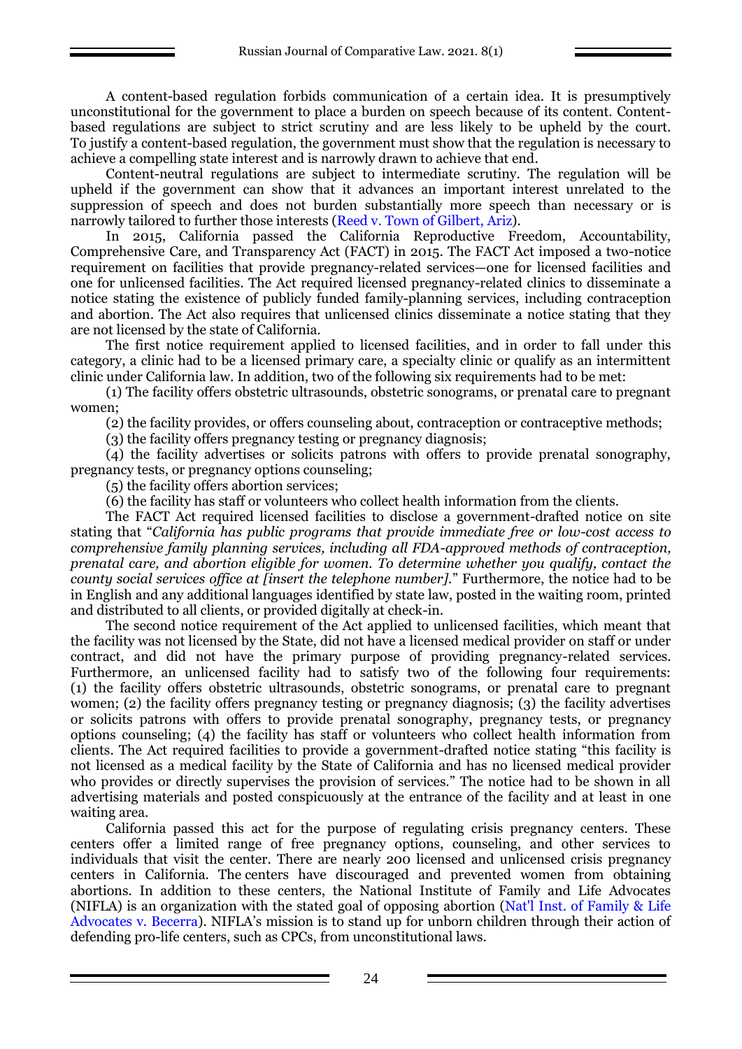A content-based regulation forbids communication of a certain idea. It is presumptively unconstitutional for the government to place a burden on speech because of its content. Content-based regulations are subject to strict scrutiny and are less likely to be upheld by the court. To justify a content-based regulation, the government must show that the regulation is necessary to achieve a compelling state interest and is narrowly drawn to achieve that end.

Content-neutral regulations are subject to intermediate scrutiny. The regulation will be upheld if the government can show that it advances an important interest unrelated to the suppression of speech and does not burden substantially more speech than necessary or is narrowly tailored to further those interests (Reed v. Town of Gilbert, Ariz).

In 2015, California passed the California Reproductive Freedom, Accountability, Comprehensive Care, and Transparency Act (FACT) in 2015. The FACT Act imposed a two-notice requirement on facilities that provide pregnancy-related services—one for licensed facilities and one for unlicensed facilities. The Act required licensed pregnancy-related clinics to disseminate a notice stating the existence of publicly funded family-planning services, including contraception and abortion. The Act also requires that unlicensed clinics disseminate a notice stating that they are not licensed by the state of California.

The first notice requirement applied to licensed facilities, and in order to fall under this category, a clinic had to be a licensed primary care, a specialty clinic or qualify as an intermittent clinic under California law. In addition, two of the following six requirements had to be met:

(1) The facility offers obstetric ultrasounds, obstetric sonograms, or prenatal care to pregnant women;

(2) the facility provides, or offers counseling about, contraception or contraceptive methods;

(3) the facility offers pregnancy testing or pregnancy diagnosis;

(4) the facility advertises or solicits patrons with offers to provide prenatal sonography, pregnancy tests, or pregnancy options counseling;

(5) the facility offers abortion services;

(6) the facility has staff or volunteers who collect health information from the clients.

The FACT Act required licensed facilities to disclose a government-drafted notice on site stating that "*California has public programs that provide immediate free or low-cost access to comprehensive family planning services, including all FDA-approved methods of contraception, prenatal care, and abortion eligible for women. To determine whether you qualify, contact the county social services office at [insert the telephone number].*" Furthermore, the notice had to be in English and any additional languages identified by state law, posted in the waiting room, printed and distributed to all clients, or provided digitally at check-in.

The second notice requirement of the Act applied to unlicensed facilities, which meant that the facility was not licensed by the State, did not have a licensed medical provider on staff or under contract, and did not have the primary purpose of providing pregnancy-related services. Furthermore, an unlicensed facility had to satisfy two of the following four requirements: (1) the facility offers obstetric ultrasounds, obstetric sonograms, or prenatal care to pregnant women; (2) the facility offers pregnancy testing or pregnancy diagnosis; (3) the facility advertises or solicits patrons with offers to provide prenatal sonography, pregnancy tests, or pregnancy options counseling; (4) the facility has staff or volunteers who collect health information from clients. The Act required facilities to provide a government-drafted notice stating "this facility is not licensed as a medical facility by the State of California and has no licensed medical provider who provides or directly supervises the provision of services." The notice had to be shown in all advertising materials and posted conspicuously at the entrance of the facility and at least in one waiting area.

California passed this act for the purpose of regulating crisis pregnancy centers. These centers offer a limited range of free pregnancy options, counseling, and other services to individuals that visit the center. There are nearly 200 licensed and unlicensed crisis pregnancy centers in California. The centers have discouraged and prevented women from obtaining abortions. In addition to these centers, the National Institute of Family and Life Advocates (NIFLA) is an organization with the stated goal of opposing abortion (Nat'l Inst. of Family & Life Advocates v. Becerra). NIFLA's mission is to stand up for unborn children through their action of defending pro-life centers, such as CPCs, from unconstitutional laws.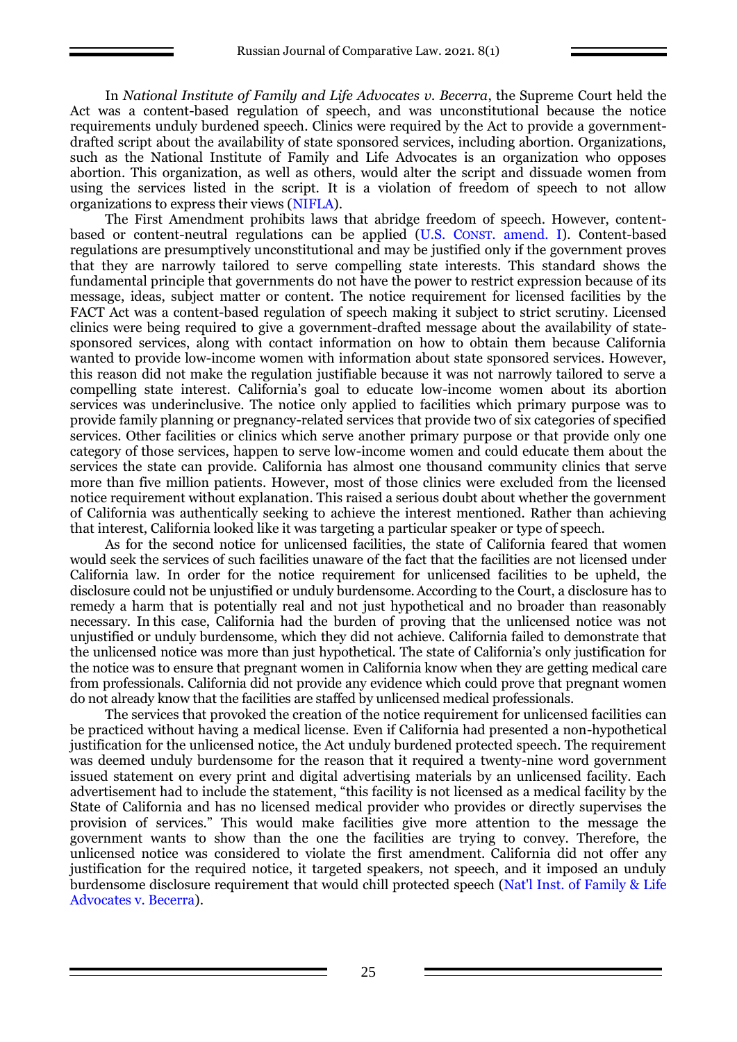In *National Institute of Family and Life Advocates v. Becerra*, the Supreme Court held the Act was a content-based regulation of speech, and was unconstitutional because the notice requirements unduly burdened speech. Clinics were required by the Act to provide a government-drafted script about the availability of state sponsored services, including abortion. Organizations, such as the National Institute of Family and Life Advocates is an organization who opposes abortion. This organization, as well as others, would alter the script and dissuade women from using the services listed in the script. It is a violation of freedom of speech to not allow organizations to express their views (NIFLA).

The First Amendment prohibits laws that abridge freedom of speech. However, content-based or content-neutral regulations can be applied (U.S. CONST. amend. I). Content-based regulations are presumptively unconstitutional and may be justified only if the government proves that they are narrowly tailored to serve compelling state interests. This standard shows the fundamental principle that governments do not have the power to restrict expression because of its message, ideas, subject matter or content. The notice requirement for licensed facilities by the FACT Act was a content-based regulation of speech making it subject to strict scrutiny. Licensed clinics were being required to give a government-drafted message about the availability of state-sponsored services, along with contact information on how to obtain them because California wanted to provide low-income women with information about state sponsored services. However, this reason did not make the regulation justifiable because it was not narrowly tailored to serve a compelling state interest. California's goal to educate low-income women about its abortion services was underinclusive. The notice only applied to facilities which primary purpose was to provide family planning or pregnancy-related services that provide two of six categories of specified services. Other facilities or clinics which serve another primary purpose or that provide only one category of those services, happen to serve low-income women and could educate them about the services the state can provide. California has almost one thousand community clinics that serve more than five million patients. However, most of those clinics were excluded from the licensed notice requirement without explanation. This raised a serious doubt about whether the government of California was authentically seeking to achieve the interest mentioned. Rather than achieving that interest, California looked like it was targeting a particular speaker or type of speech.

As for the second notice for unlicensed facilities, the state of California feared that women would seek the services of such facilities unaware of the fact that the facilities are not licensed under California law. In order for the notice requirement for unlicensed facilities to be upheld, the disclosure could not be unjustified or unduly burdensome. According to the Court, a disclosure has to remedy a harm that is potentially real and not just hypothetical and no broader than reasonably necessary. In this case, California had the burden of proving that the unlicensed notice was not unjustified or unduly burdensome, which they did not achieve. California failed to demonstrate that the unlicensed notice was more than just hypothetical. The state of California's only justification for the notice was to ensure that pregnant women in California know when they are getting medical care from professionals. California did not provide any evidence which could prove that pregnant women do not already know that the facilities are staffed by unlicensed medical professionals.

The services that provoked the creation of the notice requirement for unlicensed facilities can be practiced without having a medical license. Even if California had presented a non-hypothetical justification for the unlicensed notice, the Act unduly burdened protected speech. The requirement was deemed unduly burdensome for the reason that it required a twenty-nine word government issued statement on every print and digital advertising materials by an unlicensed facility. Each advertisement had to include the statement, "this facility is not licensed as a medical facility by the State of California and has no licensed medical provider who provides or directly supervises the provision of services." This would make facilities give more attention to the message the government wants to show than the one the facilities are trying to convey. Therefore, the unlicensed notice was considered to violate the first amendment. California did not offer any justification for the required notice, it targeted speakers, not speech, and it imposed an unduly burdensome disclosure requirement that would chill protected speech (Nat'l Inst. of Family & Life Advocates v. Becerra).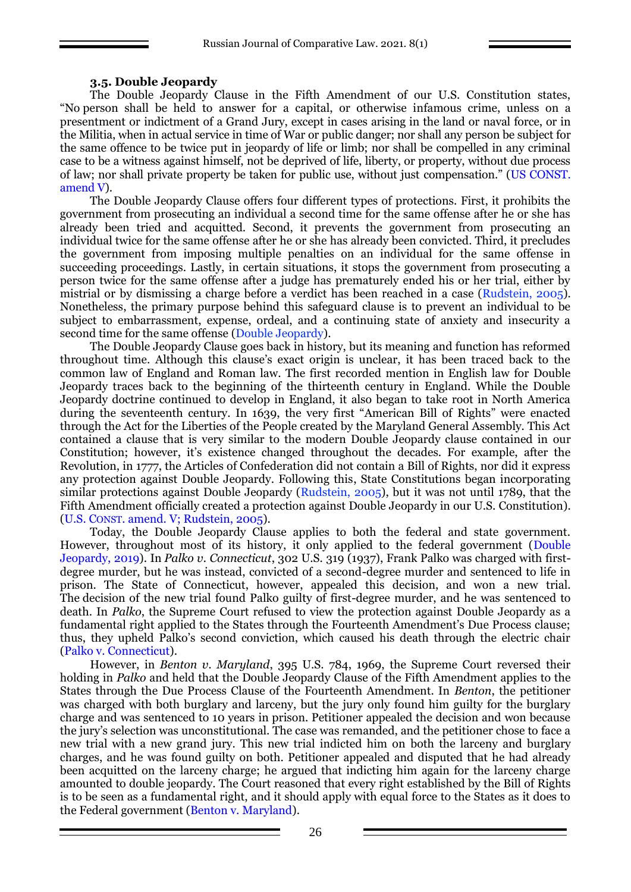### 3.5. Double Jeopardy

The Double Jeopardy Clause in the Fifth Amendment of our U.S. Constitution states, "No person shall be held to answer for a capital, or otherwise infamous crime, unless on a presentment or indictment of a Grand Jury, except in cases arising in the land or naval force, or in the Militia, when in actual service in time of War or public danger; nor shall any person be subject for the same offence to be twice put in jeopardy of life or limb; nor shall be compelled in any criminal case to be a witness against himself, not be deprived of life, liberty, or property, without due process of law; nor shall private property be taken for public use, without just compensation." (US CONST. amend V).

The Double Jeopardy Clause offers four different types of protections. First, it prohibits the government from prosecuting an individual a second time for the same offense after he or she has already been tried and acquitted. Second, it prevents the government from prosecuting an individual twice for the same offense after he or she has already been convicted. Third, it precludes the government from imposing multiple penalties on an individual for the same offense in succeeding proceedings. Lastly, in certain situations, it stops the government from prosecuting a person twice for the same offense after a judge has prematurely ended his or her trial, either by mistrial or by dismissing a charge before a verdict has been reached in a case (Rudstein, 2005). Nonetheless, the primary purpose behind this safeguard clause is to prevent an individual to be subject to embarrassment, expense, ordeal, and a continuing state of anxiety and insecurity a second time for the same offense (Double Jeopardy).

The Double Jeopardy Clause goes back in history, but its meaning and function has reformed throughout time. Although this clause's exact origin is unclear, it has been traced back to the common law of England and Roman law. The first recorded mention in English law for Double Jeopardy traces back to the beginning of the thirteenth century in England. While the Double Jeopardy doctrine continued to develop in England, it also began to take root in North America during the seventeenth century. In 1639, the very first "American Bill of Rights" were enacted through the Act for the Liberties of the People created by the Maryland General Assembly. This Act contained a clause that is very similar to the modern Double Jeopardy clause contained in our Constitution; however, it's existence changed throughout the decades. For example, after the Revolution, in 1777, the Articles of Confederation did not contain a Bill of Rights, nor did it express any protection against Double Jeopardy. Following this, State Constitutions began incorporating similar protections against Double Jeopardy (Rudstein, 2005), but it was not until 1789, that the Fifth Amendment officially created a protection against Double Jeopardy in our U.S. Constitution). (U.S. CONST. amend. V; Rudstein, 2005).

Today, the Double Jeopardy Clause applies to both the federal and state government. However, throughout most of its history, it only applied to the federal government (Double Jeopardy, 2019). In *Palko v. Connecticut*, 302 U.S. 319 (1937), Frank Palko was charged with first-degree murder, but he was instead, convicted of a second-degree murder and sentenced to life in prison. The State of Connecticut, however, appealed this decision, and won a new trial. The decision of the new trial found Palko guilty of first-degree murder, and he was sentenced to death. In *Palko*, the Supreme Court refused to view the protection against Double Jeopardy as a fundamental right applied to the States through the Fourteenth Amendment's Due Process clause; thus, they upheld Palko's second conviction, which caused his death through the electric chair (Palko v. Connecticut).

However, in *Benton v. Maryland*, 395 U.S. 784, 1969, the Supreme Court reversed their holding in *Palko* and held that the Double Jeopardy Clause of the Fifth Amendment applies to the States through the Due Process Clause of the Fourteenth Amendment. In *Benton*, the petitioner was charged with both burglary and larceny, but the jury only found him guilty for the burglary charge and was sentenced to 10 years in prison. Petitioner appealed the decision and won because the jury's selection was unconstitutional. The case was remanded, and the petitioner chose to face a new trial with a new grand jury. This new trial indicted him on both the larceny and burglary charges, and he was found guilty on both. Petitioner appealed and disputed that he had already been acquitted on the larceny charge; he argued that indicting him again for the larceny charge amounted to double jeopardy. The Court reasoned that every right established by the Bill of Rights is to be seen as a fundamental right, and it should apply with equal force to the States as it does to the Federal government (Benton v. Maryland).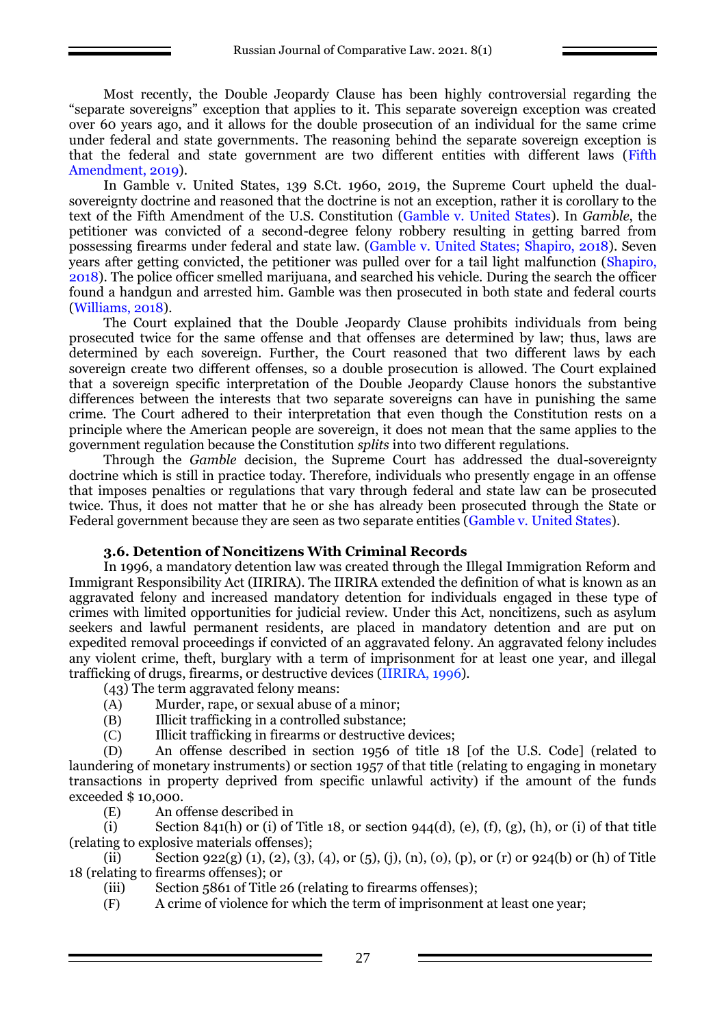Most recently, the Double Jeopardy Clause has been highly controversial regarding the "separate sovereigns" exception that applies to it. This separate sovereign exception was created over 60 years ago, and it allows for the double prosecution of an individual for the same crime under federal and state governments. The reasoning behind the separate sovereign exception is that the federal and state government are two different entities with different laws (Fifth Amendment, 2019).

In Gamble v. United States, 139 S.Ct. 1960, 2019, the Supreme Court upheld the dual-sovereignty doctrine and reasoned that the doctrine is not an exception, rather it is corollary to the text of the Fifth Amendment of the U.S. Constitution (Gamble v. United States). In *Gamble*, the petitioner was convicted of a second-degree felony robbery resulting in getting barred from possessing firearms under federal and state law. (Gamble v. United States; Shapiro, 2018). Seven years after getting convicted, the petitioner was pulled over for a tail light malfunction (Shapiro, 2018). The police officer smelled marijuana, and searched his vehicle. During the search the officer found a handgun and arrested him. Gamble was then prosecuted in both state and federal courts (Williams, 2018).

The Court explained that the Double Jeopardy Clause prohibits individuals from being prosecuted twice for the same offense and that offenses are determined by law; thus, laws are determined by each sovereign. Further, the Court reasoned that two different laws by each sovereign create two different offenses, so a double prosecution is allowed. The Court explained that a sovereign specific interpretation of the Double Jeopardy Clause honors the substantive differences between the interests that two separate sovereigns can have in punishing the same crime. The Court adhered to their interpretation that even though the Constitution rests on a principle where the American people are sovereign, it does not mean that the same applies to the government regulation because the Constitution *splits* into two different regulations.

Through the *Gamble* decision, the Supreme Court has addressed the dual-sovereignty doctrine which is still in practice today. Therefore, individuals who presently engage in an offense that imposes penalties or regulations that vary through federal and state law can be prosecuted twice. Thus, it does not matter that he or she has already been prosecuted through the State or Federal government because they are seen as two separate entities (Gamble v. United States).

### 3.6. Detention of Noncitizens With Criminal Records

In 1996, a mandatory detention law was created through the Illegal Immigration Reform and Immigrant Responsibility Act (IIRIRA). The IIRIRA extended the definition of what is known as an aggravated felony and increased mandatory detention for individuals engaged in these type of crimes with limited opportunities for judicial review. Under this Act, noncitizens, such as asylum seekers and lawful permanent residents, are placed in mandatory detention and are put on expedited removal proceedings if convicted of an aggravated felony. An aggravated felony includes any violent crime, theft, burglary with a term of imprisonment for at least one year, and illegal trafficking of drugs, firearms, or destructive devices (IIRIRA, 1996).

(43) The term aggravated felony means:

(A) Murder, rape, or sexual abuse of a minor;

(B) Illicit trafficking in a controlled substance;

(C) Illicit trafficking in firearms or destructive devices;

(D) An offense described in section 1956 of title 18 [of the U.S. Code] (related to laundering of monetary instruments) or section 1957 of that title (relating to engaging in monetary transactions in property deprived from specific unlawful activity) if the amount of the funds exceeded $ 10,000.

(E) An offense described in

(i) Section 841(h) or (i) of Title 18, or section 944(d), (e), (f), (g), (h), or (i) of that title (relating to explosive materials offenses);

(ii) Section 922(g) (1), (2), (3), (4), or (5), (j), (n), (o), (p), or (r) or 924(b) or (h) of Title 18 (relating to firearms offenses); or

(iii) Section 5861 of Title 26 (relating to firearms offenses);

(F) A crime of violence for which the term of imprisonment at least one year;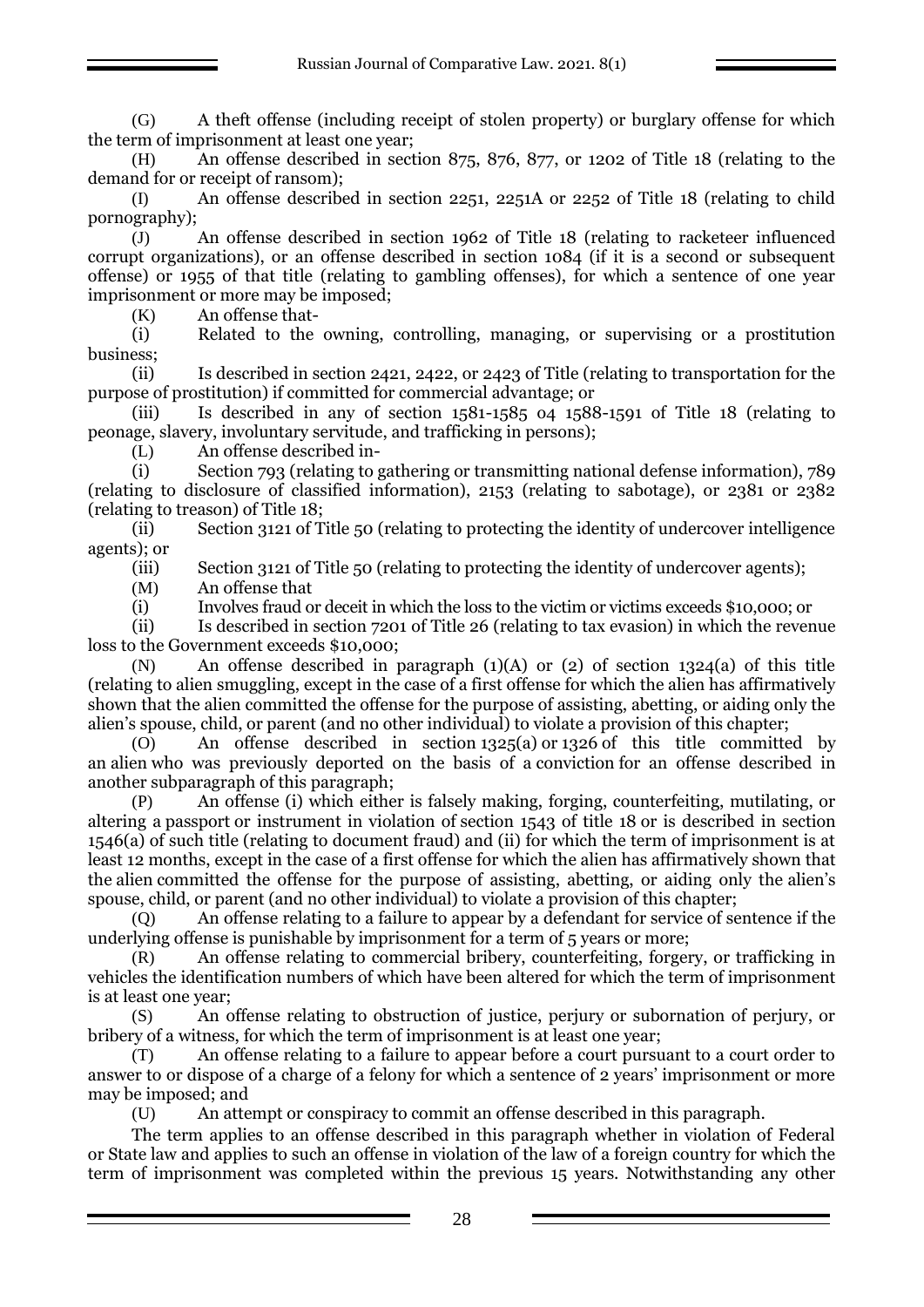(G) A theft offense (including receipt of stolen property) or burglary offense for which the term of imprisonment at least one year;

(H) An offense described in section 875, 876, 877, or 1202 of Title 18 (relating to the demand for or receipt of ransom);

(I) An offense described in section 2251, 2251A or 2252 of Title 18 (relating to child pornography);

(J) An offense described in section 1962 of Title 18 (relating to racketeer influenced corrupt organizations), or an offense described in section 1084 (if it is a second or subsequent offense) or 1955 of that title (relating to gambling offenses), for which a sentence of one year imprisonment or more may be imposed;

(K) An offense that-

(i) Related to the owning, controlling, managing, or supervising or a prostitution business;

(ii) Is described in section 2421, 2422, or 2423 of Title (relating to transportation for the purpose of prostitution) if committed for commercial advantage; or

(iii) Is described in any of section 1581-1585 o4 1588-1591 of Title 18 (relating to peonage, slavery, involuntary servitude, and trafficking in persons);

(L) An offense described in-

(i) Section 793 (relating to gathering or transmitting national defense information), 789 (relating to disclosure of classified information), 2153 (relating to sabotage), or 2381 or 2382 (relating to treason) of Title 18;

(ii) Section 3121 of Title 50 (relating to protecting the identity of undercover intelligence agents); or

(iii) Section 3121 of Title 50 (relating to protecting the identity of undercover agents);

(M) An offense that

(i) Involves fraud or deceit in which the loss to the victim or victims exceeds $10,000; or

(ii) Is described in section 7201 of Title 26 (relating to tax evasion) in which the revenue loss to the Government exceeds $10,000;

(N) An offense described in paragraph (1)(A) or (2) of section 1324(a) of this title (relating to alien smuggling, except in the case of a first offense for which the alien has affirmatively shown that the alien committed the offense for the purpose of assisting, abetting, or aiding only the alien's spouse, child, or parent (and no other individual) to violate a provision of this chapter;

(O) An offense described in section 1325(a) or 1326 of this title committed by an alien who was previously deported on the basis of a conviction for an offense described in another subparagraph of this paragraph;

(P) An offense (i) which either is falsely making, forging, counterfeiting, mutilating, or altering a passport or instrument in violation of section 1543 of title 18 or is described in section 1546(a) of such title (relating to document fraud) and (ii) for which the term of imprisonment is at least 12 months, except in the case of a first offense for which the alien has affirmatively shown that the alien committed the offense for the purpose of assisting, abetting, or aiding only the alien's spouse, child, or parent (and no other individual) to violate a provision of this chapter;

(Q) An offense relating to a failure to appear by a defendant for service of sentence if the underlying offense is punishable by imprisonment for a term of 5 years or more;

(R) An offense relating to commercial bribery, counterfeiting, forgery, or trafficking in vehicles the identification numbers of which have been altered for which the term of imprisonment is at least one year;

(S) An offense relating to obstruction of justice, perjury or subornation of perjury, or bribery of a witness, for which the term of imprisonment is at least one year;

(T) An offense relating to a failure to appear before a court pursuant to a court order to answer to or dispose of a charge of a felony for which a sentence of 2 years' imprisonment or more may be imposed; and

(U) An attempt or conspiracy to commit an offense described in this paragraph.

The term applies to an offense described in this paragraph whether in violation of Federal or State law and applies to such an offense in violation of the law of a foreign country for which the term of imprisonment was completed within the previous 15 years. Notwithstanding any other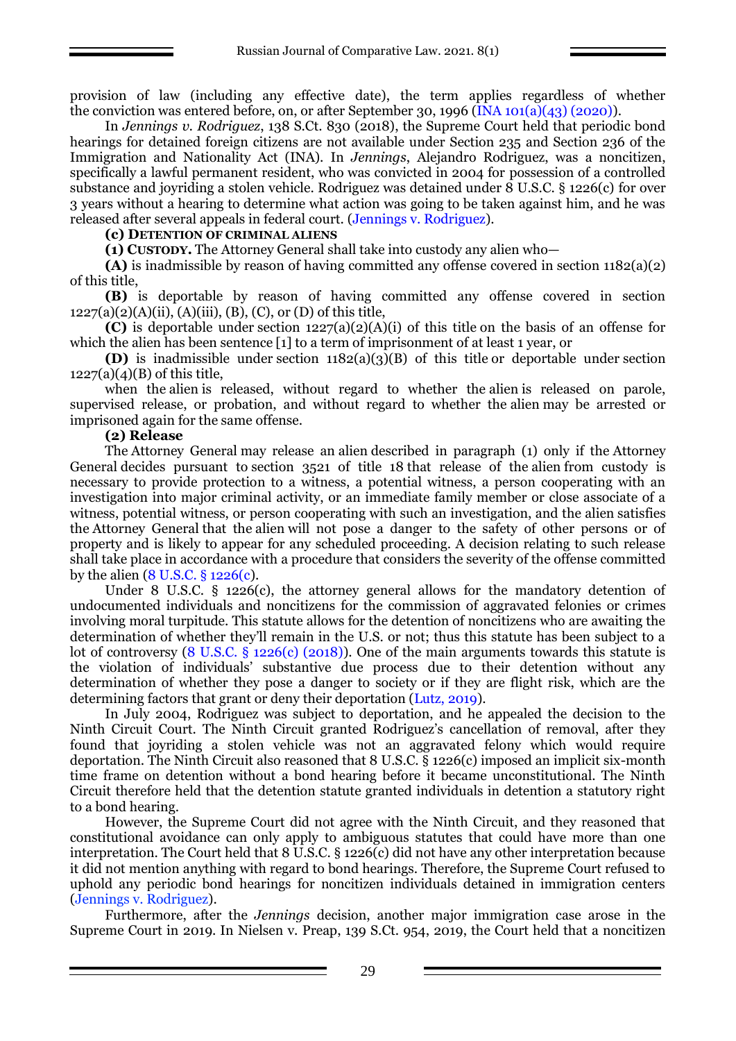provision of law (including any effective date), the term applies regardless of whether the conviction was entered before, on, or after September 30, 1996 (INA 101(a)(43) (2020)).

In *Jennings v. Rodriguez*, 138 S.Ct. 830 (2018), the Supreme Court held that periodic bond hearings for detained foreign citizens are not available under Section 235 and Section 236 of the Immigration and Nationality Act (INA). In *Jennings*, Alejandro Rodriguez, was a noncitizen, specifically a lawful permanent resident, who was convicted in 2004 for possession of a controlled substance and joyriding a stolen vehicle. Rodriguez was detained under 8 U.S.C. § 1226(c) for over 3 years without a hearing to determine what action was going to be taken against him, and he was released after several appeals in federal court. (Jennings v. Rodriguez).

**(c) DETENTION OF CRIMINAL ALIENS**

**(1) CUSTODY.** The Attorney General shall take into custody any alien who—

**(A)** is inadmissible by reason of having committed any offense covered in section 1182(a)(2) of this title,

**(B)** is deportable by reason of having committed any offense covered in section 1227(a)(2)(A)(ii), (A)(iii), (B), (C), or (D) of this title,

**(C)** is deportable under section 1227(a)(2)(A)(i) of this title on the basis of an offense for which the alien has been sentence [1] to a term of imprisonment of at least 1 year, or

**(D)** is inadmissible under section 1182(a)(3)(B) of this title or deportable under section 1227(a)(4)(B) of this title,

when the alien is released, without regard to whether the alien is released on parole, supervised release, or probation, and without regard to whether the alien may be arrested or imprisoned again for the same offense.

**(2) Release**

The Attorney General may release an alien described in paragraph (1) only if the Attorney General decides pursuant to section 3521 of title 18 that release of the alien from custody is necessary to provide protection to a witness, a potential witness, a person cooperating with an investigation into major criminal activity, or an immediate family member or close associate of a witness, potential witness, or person cooperating with such an investigation, and the alien satisfies the Attorney General that the alien will not pose a danger to the safety of other persons or of property and is likely to appear for any scheduled proceeding. A decision relating to such release shall take place in accordance with a procedure that considers the severity of the offense committed by the alien (8 U.S.C. § 1226(c).

Under 8 U.S.C. § 1226(c), the attorney general allows for the mandatory detention of undocumented individuals and noncitizens for the commission of aggravated felonies or crimes involving moral turpitude. This statute allows for the detention of noncitizens who are awaiting the determination of whether they'll remain in the U.S. or not; thus this statute has been subject to a lot of controversy (8 U.S.C. § 1226(c) (2018)). One of the main arguments towards this statute is the violation of individuals' substantive due process due to their detention without any determination of whether they pose a danger to society or if they are flight risk, which are the determining factors that grant or deny their deportation (Lutz, 2019).

In July 2004, Rodriguez was subject to deportation, and he appealed the decision to the Ninth Circuit Court. The Ninth Circuit granted Rodriguez's cancellation of removal, after they found that joyriding a stolen vehicle was not an aggravated felony which would require deportation. The Ninth Circuit also reasoned that 8 U.S.C. § 1226(c) imposed an implicit six-month time frame on detention without a bond hearing before it became unconstitutional. The Ninth Circuit therefore held that the detention statute granted individuals in detention a statutory right to a bond hearing.

However, the Supreme Court did not agree with the Ninth Circuit, and they reasoned that constitutional avoidance can only apply to ambiguous statutes that could have more than one interpretation. The Court held that 8 U.S.C. § 1226(c) did not have any other interpretation because it did not mention anything with regard to bond hearings. Therefore, the Supreme Court refused to uphold any periodic bond hearings for noncitizen individuals detained in immigration centers (Jennings v. Rodriguez).

Furthermore, after the *Jennings* decision, another major immigration case arose in the Supreme Court in 2019. In Nielsen v. Preap, 139 S.Ct. 954, 2019, the Court held that a noncitizen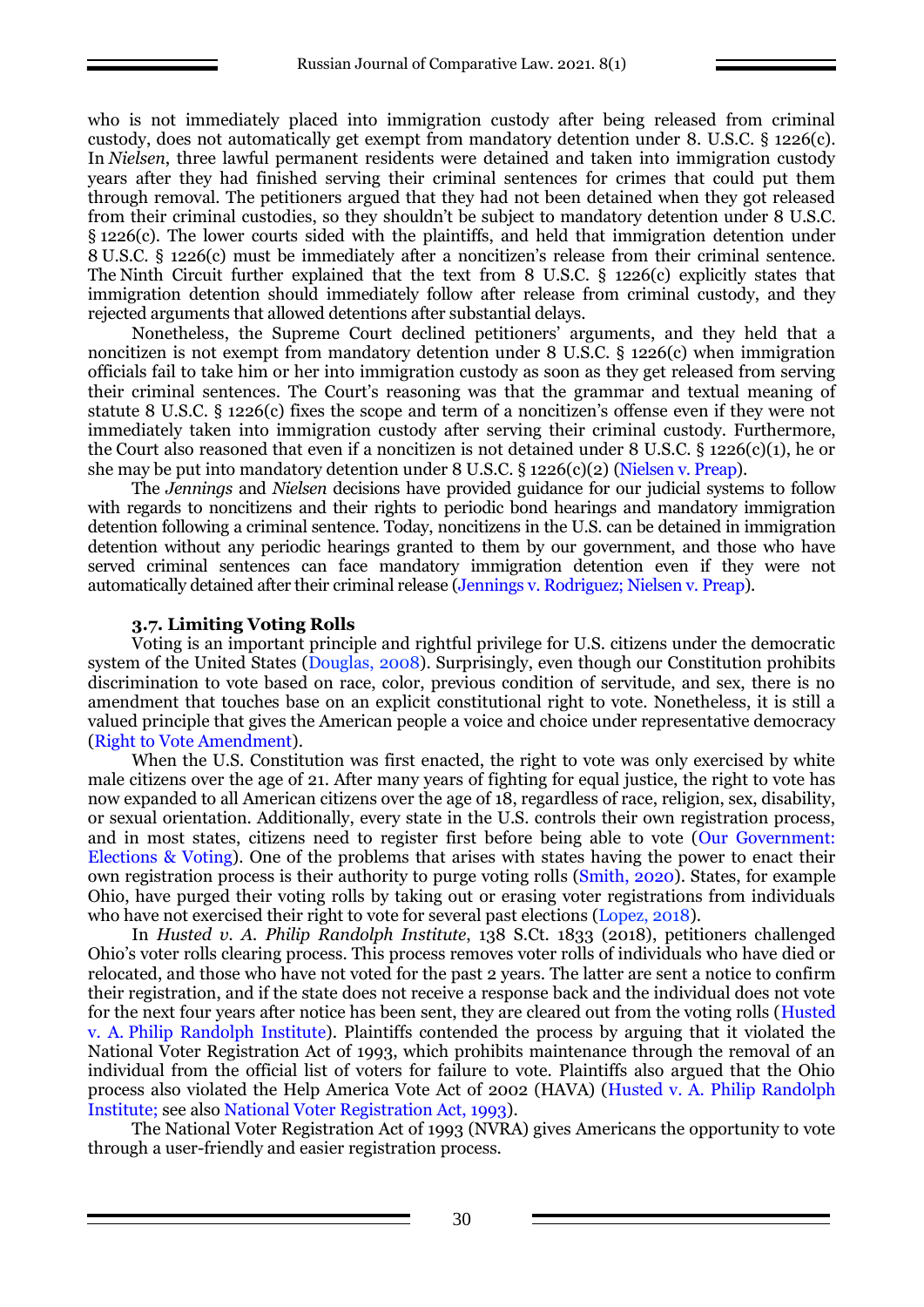who is not immediately placed into immigration custody after being released from criminal custody, does not automatically get exempt from mandatory detention under 8. U.S.C. § 1226(c). In *Nielsen*, three lawful permanent residents were detained and taken into immigration custody years after they had finished serving their criminal sentences for crimes that could put them through removal. The petitioners argued that they had not been detained when they got released from their criminal custodies, so they shouldn't be subject to mandatory detention under 8 U.S.C. § 1226(c). The lower courts sided with the plaintiffs, and held that immigration detention under 8 U.S.C. § 1226(c) must be immediately after a noncitizen's release from their criminal sentence. The Ninth Circuit further explained that the text from 8 U.S.C. § 1226(c) explicitly states that immigration detention should immediately follow after release from criminal custody, and they rejected arguments that allowed detentions after substantial delays.

Nonetheless, the Supreme Court declined petitioners' arguments, and they held that a noncitizen is not exempt from mandatory detention under 8 U.S.C. § 1226(c) when immigration officials fail to take him or her into immigration custody as soon as they get released from serving their criminal sentences. The Court's reasoning was that the grammar and textual meaning of statute 8 U.S.C. § 1226(c) fixes the scope and term of a noncitizen's offense even if they were not immediately taken into immigration custody after serving their criminal custody. Furthermore, the Court also reasoned that even if a noncitizen is not detained under 8 U.S.C. § 1226(c)(1), he or she may be put into mandatory detention under 8 U.S.C. § 1226(c)(2) (Nielsen v. Preap).

The *Jennings* and *Nielsen* decisions have provided guidance for our judicial systems to follow with regards to noncitizens and their rights to periodic bond hearings and mandatory immigration detention following a criminal sentence. Today, noncitizens in the U.S. can be detained in immigration detention without any periodic hearings granted to them by our government, and those who have served criminal sentences can face mandatory immigration detention even if they were not automatically detained after their criminal release (Jennings v. Rodriguez; Nielsen v. Preap).

### 3.7. Limiting Voting Rolls

Voting is an important principle and rightful privilege for U.S. citizens under the democratic system of the United States (Douglas, 2008). Surprisingly, even though our Constitution prohibits discrimination to vote based on race, color, previous condition of servitude, and sex, there is no amendment that touches base on an explicit constitutional right to vote. Nonetheless, it is still a valued principle that gives the American people a voice and choice under representative democracy (Right to Vote Amendment).

When the U.S. Constitution was first enacted, the right to vote was only exercised by white male citizens over the age of 21. After many years of fighting for equal justice, the right to vote has now expanded to all American citizens over the age of 18, regardless of race, religion, sex, disability, or sexual orientation. Additionally, every state in the U.S. controls their own registration process, and in most states, citizens need to register first before being able to vote (Our Government: Elections & Voting). One of the problems that arises with states having the power to enact their own registration process is their authority to purge voting rolls (Smith, 2020). States, for example Ohio, have purged their voting rolls by taking out or erasing voter registrations from individuals who have not exercised their right to vote for several past elections (Lopez, 2018).

In *Husted v. A. Philip Randolph Institute*, 138 S.Ct. 1833 (2018), petitioners challenged Ohio's voter rolls clearing process. This process removes voter rolls of individuals who have died or relocated, and those who have not voted for the past 2 years. The latter are sent a notice to confirm their registration, and if the state does not receive a response back and the individual does not vote for the next four years after notice has been sent, they are cleared out from the voting rolls (Husted v. A. Philip Randolph Institute). Plaintiffs contended the process by arguing that it violated the National Voter Registration Act of 1993, which prohibits maintenance through the removal of an individual from the official list of voters for failure to vote. Plaintiffs also argued that the Ohio process also violated the Help America Vote Act of 2002 (HAVA) (Husted v. A. Philip Randolph Institute; see also National Voter Registration Act, 1993).

The National Voter Registration Act of 1993 (NVRA) gives Americans the opportunity to vote through a user-friendly and easier registration process.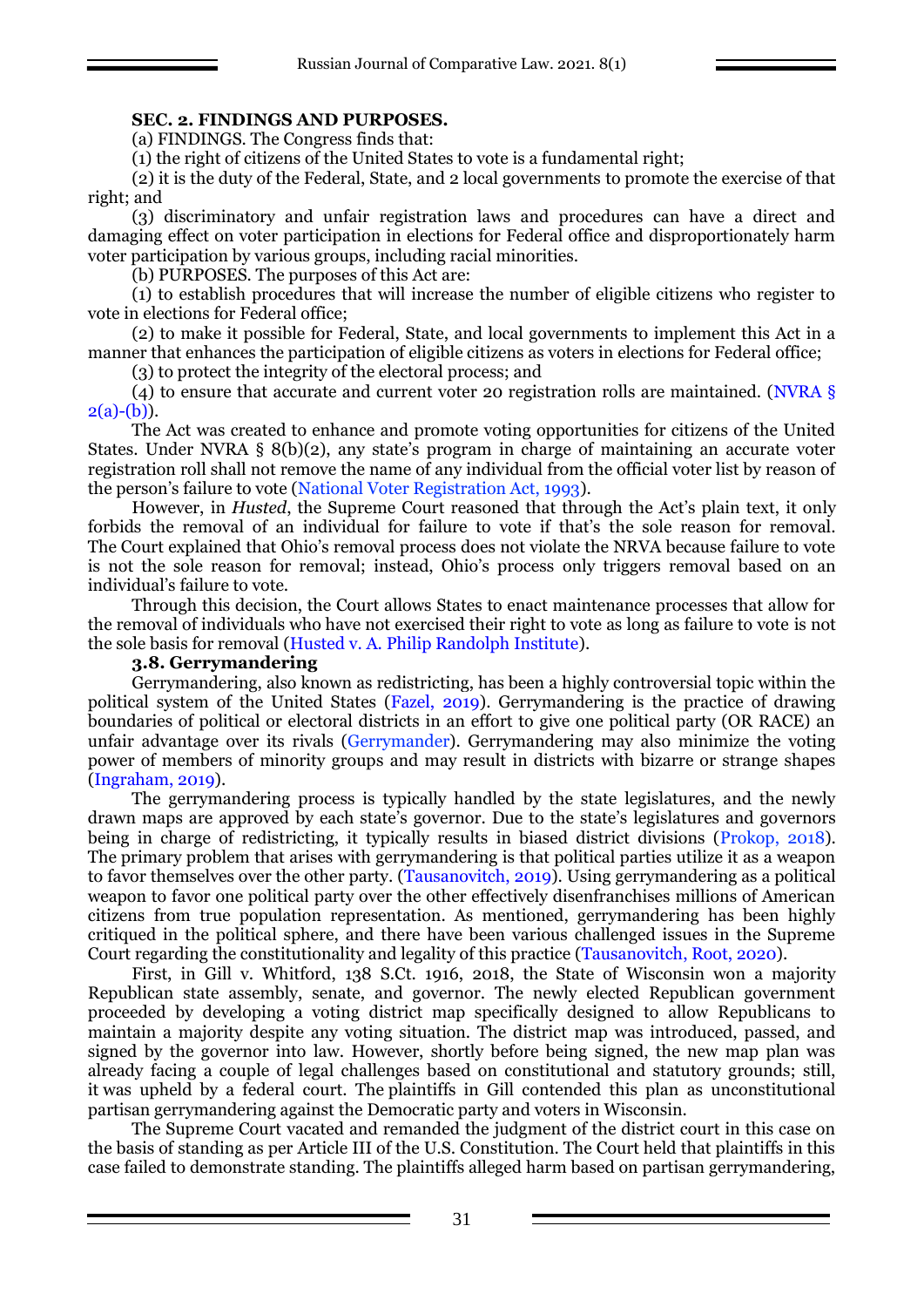**SEC. 2. FINDINGS AND PURPOSES.**

(a) FINDINGS. The Congress finds that:

(1) the right of citizens of the United States to vote is a fundamental right;

(2) it is the duty of the Federal, State, and 2 local governments to promote the exercise of that right; and

(3) discriminatory and unfair registration laws and procedures can have a direct and damaging effect on voter participation in elections for Federal office and disproportionately harm voter participation by various groups, including racial minorities.

(b) PURPOSES. The purposes of this Act are:

(1) to establish procedures that will increase the number of eligible citizens who register to vote in elections for Federal office;

(2) to make it possible for Federal, State, and local governments to implement this Act in a manner that enhances the participation of eligible citizens as voters in elections for Federal office;

(3) to protect the integrity of the electoral process; and

(4) to ensure that accurate and current voter 20 registration rolls are maintained. (NVRA § 2(a)-(b)).

The Act was created to enhance and promote voting opportunities for citizens of the United States. Under NVRA § 8(b)(2), any state's program in charge of maintaining an accurate voter registration roll shall not remove the name of any individual from the official voter list by reason of the person's failure to vote (National Voter Registration Act, 1993).

However, in *Husted*, the Supreme Court reasoned that through the Act's plain text, it only forbids the removal of an individual for failure to vote if that's the sole reason for removal. The Court explained that Ohio's removal process does not violate the NRVA because failure to vote is not the sole reason for removal; instead, Ohio's process only triggers removal based on an individual's failure to vote.

Through this decision, the Court allows States to enact maintenance processes that allow for the removal of individuals who have not exercised their right to vote as long as failure to vote is not the sole basis for removal (Husted v. A. Philip Randolph Institute).

### 3.8. Gerrymandering

Gerrymandering, also known as redistricting, has been a highly controversial topic within the political system of the United States (Fazel, 2019). Gerrymandering is the practice of drawing boundaries of political or electoral districts in an effort to give one political party (OR RACE) an unfair advantage over its rivals (Gerrymander). Gerrymandering may also minimize the voting power of members of minority groups and may result in districts with bizarre or strange shapes (Ingraham, 2019).

The gerrymandering process is typically handled by the state legislatures, and the newly drawn maps are approved by each state's governor. Due to the state's legislatures and governors being in charge of redistricting, it typically results in biased district divisions (Prokop, 2018). The primary problem that arises with gerrymandering is that political parties utilize it as a weapon to favor themselves over the other party. (Tausanovitch, 2019). Using gerrymandering as a political weapon to favor one political party over the other effectively disenfranchises millions of American citizens from true population representation. As mentioned, gerrymandering has been highly critiqued in the political sphere, and there have been various challenged issues in the Supreme Court regarding the constitutionality and legality of this practice (Tausanovitch, Root, 2020).

First, in Gill v. Whitford, 138 S.Ct. 1916, 2018, the State of Wisconsin won a majority Republican state assembly, senate, and governor. The newly elected Republican government proceeded by developing a voting district map specifically designed to allow Republicans to maintain a majority despite any voting situation. The district map was introduced, passed, and signed by the governor into law. However, shortly before being signed, the new map plan was already facing a couple of legal challenges based on constitutional and statutory grounds; still, it was upheld by a federal court. The plaintiffs in Gill contended this plan as unconstitutional partisan gerrymandering against the Democratic party and voters in Wisconsin.

The Supreme Court vacated and remanded the judgment of the district court in this case on the basis of standing as per Article III of the U.S. Constitution. The Court held that plaintiffs in this case failed to demonstrate standing. The plaintiffs alleged harm based on partisan gerrymandering,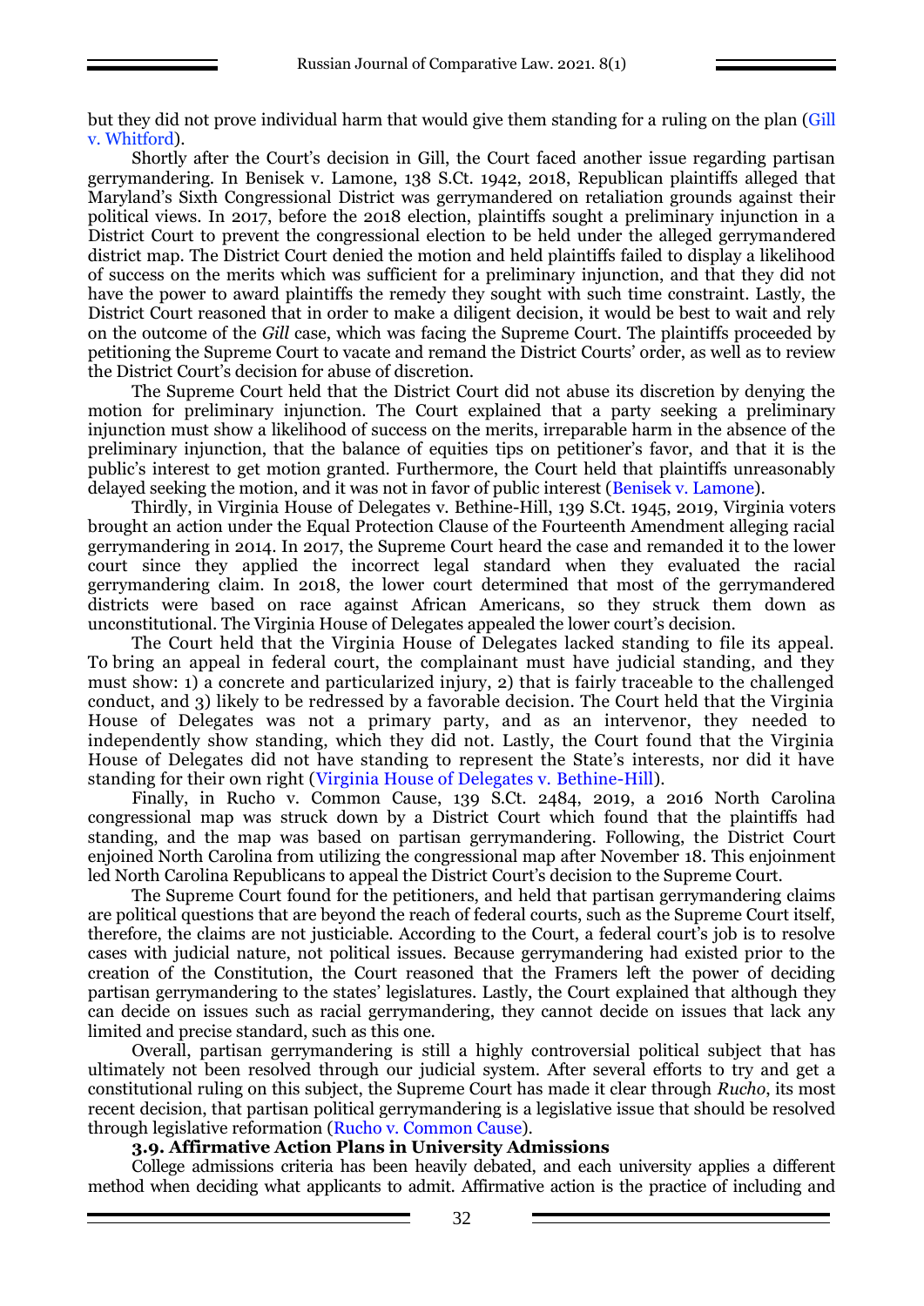but they did not prove individual harm that would give them standing for a ruling on the plan (Gill v. Whitford).

Shortly after the Court's decision in Gill, the Court faced another issue regarding partisan gerrymandering. In Benisek v. Lamone, 138 S.Ct. 1942, 2018, Republican plaintiffs alleged that Maryland's Sixth Congressional District was gerrymandered on retaliation grounds against their political views. In 2017, before the 2018 election, plaintiffs sought a preliminary injunction in a District Court to prevent the congressional election to be held under the alleged gerrymandered district map. The District Court denied the motion and held plaintiffs failed to display a likelihood of success on the merits which was sufficient for a preliminary injunction, and that they did not have the power to award plaintiffs the remedy they sought with such time constraint. Lastly, the District Court reasoned that in order to make a diligent decision, it would be best to wait and rely on the outcome of the *Gill* case, which was facing the Supreme Court. The plaintiffs proceeded by petitioning the Supreme Court to vacate and remand the District Courts' order, as well as to review the District Court's decision for abuse of discretion.

The Supreme Court held that the District Court did not abuse its discretion by denying the motion for preliminary injunction. The Court explained that a party seeking a preliminary injunction must show a likelihood of success on the merits, irreparable harm in the absence of the preliminary injunction, that the balance of equities tips on petitioner's favor, and that it is the public's interest to get motion granted. Furthermore, the Court held that plaintiffs unreasonably delayed seeking the motion, and it was not in favor of public interest (Benisek v. Lamone).

Thirdly, in Virginia House of Delegates v. Bethine-Hill, 139 S.Ct. 1945, 2019, Virginia voters brought an action under the Equal Protection Clause of the Fourteenth Amendment alleging racial gerrymandering in 2014. In 2017, the Supreme Court heard the case and remanded it to the lower court since they applied the incorrect legal standard when they evaluated the racial gerrymandering claim. In 2018, the lower court determined that most of the gerrymandered districts were based on race against African Americans, so they struck them down as unconstitutional. The Virginia House of Delegates appealed the lower court's decision.

The Court held that the Virginia House of Delegates lacked standing to file its appeal. To bring an appeal in federal court, the complainant must have judicial standing, and they must show: 1) a concrete and particularized injury, 2) that is fairly traceable to the challenged conduct, and 3) likely to be redressed by a favorable decision. The Court held that the Virginia House of Delegates was not a primary party, and as an intervenor, they needed to independently show standing, which they did not. Lastly, the Court found that the Virginia House of Delegates did not have standing to represent the State's interests, nor did it have standing for their own right (Virginia House of Delegates v. Bethine-Hill).

Finally, in Rucho v. Common Cause, 139 S.Ct. 2484, 2019, a 2016 North Carolina congressional map was struck down by a District Court which found that the plaintiffs had standing, and the map was based on partisan gerrymandering. Following, the District Court enjoined North Carolina from utilizing the congressional map after November 18. This enjoinment led North Carolina Republicans to appeal the District Court's decision to the Supreme Court.

The Supreme Court found for the petitioners, and held that partisan gerrymandering claims are political questions that are beyond the reach of federal courts, such as the Supreme Court itself, therefore, the claims are not justiciable. According to the Court, a federal court's job is to resolve cases with judicial nature, not political issues. Because gerrymandering had existed prior to the creation of the Constitution, the Court reasoned that the Framers left the power of deciding partisan gerrymandering to the states' legislatures. Lastly, the Court explained that although they can decide on issues such as racial gerrymandering, they cannot decide on issues that lack any limited and precise standard, such as this one.

Overall, partisan gerrymandering is still a highly controversial political subject that has ultimately not been resolved through our judicial system. After several efforts to try and get a constitutional ruling on this subject, the Supreme Court has made it clear through *Rucho*, its most recent decision, that partisan political gerrymandering is a legislative issue that should be resolved through legislative reformation (Rucho v. Common Cause).

### 3.9. Affirmative Action Plans in University Admissions

College admissions criteria has been heavily debated, and each university applies a different method when deciding what applicants to admit. Affirmative action is the practice of including and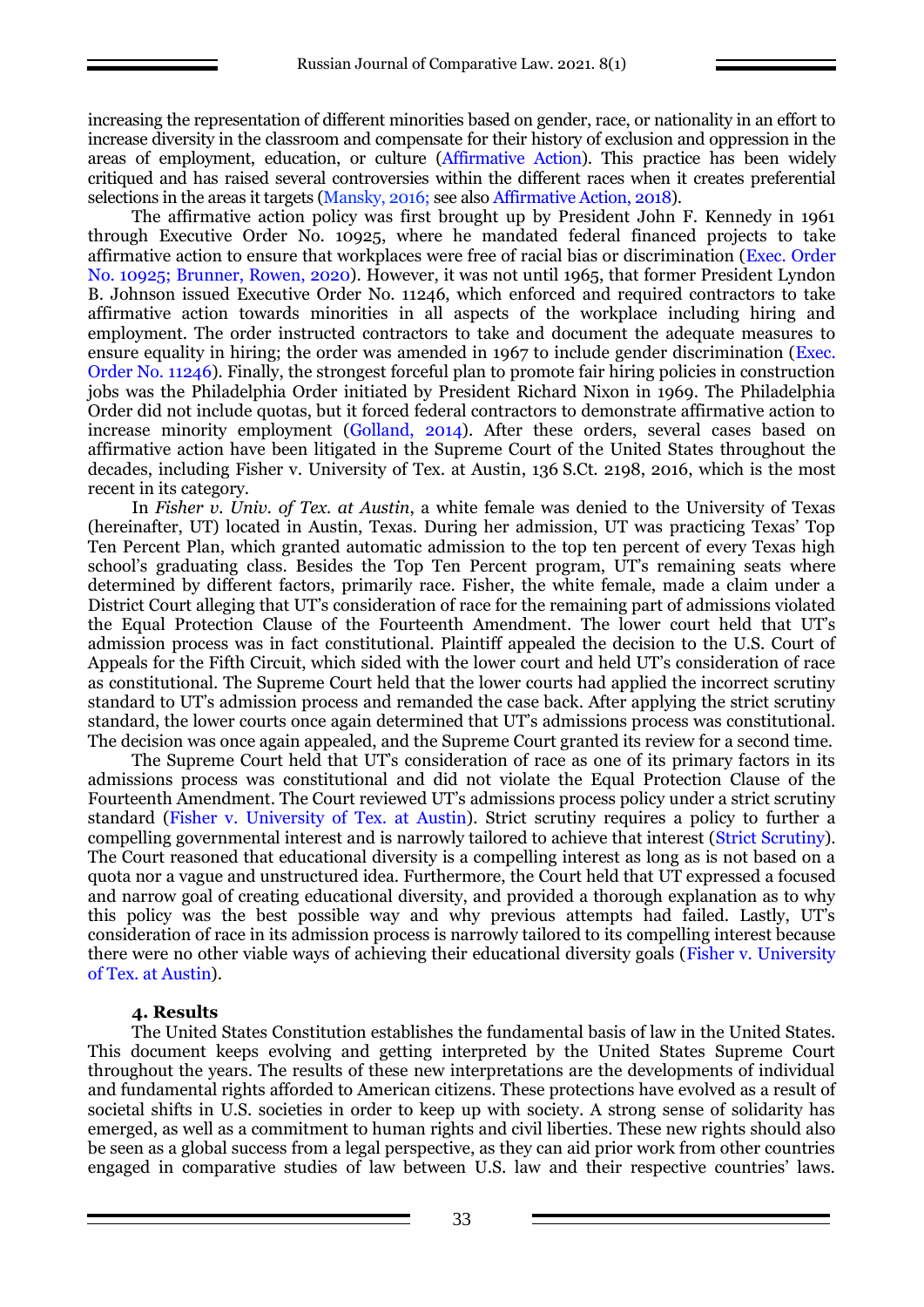increasing the representation of different minorities based on gender, race, or nationality in an effort to increase diversity in the classroom and compensate for their history of exclusion and oppression in the areas of employment, education, or culture (Affirmative Action). This practice has been widely critiqued and has raised several controversies within the different races when it creates preferential selections in the areas it targets (Mansky, 2016; see also Affirmative Action, 2018).

The affirmative action policy was first brought up by President John F. Kennedy in 1961 through Executive Order No. 10925, where he mandated federal financed projects to take affirmative action to ensure that workplaces were free of racial bias or discrimination (Exec. Order No. 10925; Brunner, Rowen, 2020). However, it was not until 1965, that former President Lyndon B. Johnson issued Executive Order No. 11246, which enforced and required contractors to take affirmative action towards minorities in all aspects of the workplace including hiring and employment. The order instructed contractors to take and document the adequate measures to ensure equality in hiring; the order was amended in 1967 to include gender discrimination (Exec. Order No. 11246). Finally, the strongest forceful plan to promote fair hiring policies in construction jobs was the Philadelphia Order initiated by President Richard Nixon in 1969. The Philadelphia Order did not include quotas, but it forced federal contractors to demonstrate affirmative action to increase minority employment (Golland, 2014). After these orders, several cases based on affirmative action have been litigated in the Supreme Court of the United States throughout the decades, including Fisher v. University of Tex. at Austin, 136 S.Ct. 2198, 2016, which is the most recent in its category.

In *Fisher v. Univ. of Tex. at Austin*, a white female was denied to the University of Texas (hereinafter, UT) located in Austin, Texas. During her admission, UT was practicing Texas' Top Ten Percent Plan, which granted automatic admission to the top ten percent of every Texas high school's graduating class. Besides the Top Ten Percent program, UT's remaining seats where determined by different factors, primarily race. Fisher, the white female, made a claim under a District Court alleging that UT's consideration of race for the remaining part of admissions violated the Equal Protection Clause of the Fourteenth Amendment. The lower court held that UT's admission process was in fact constitutional. Plaintiff appealed the decision to the U.S. Court of Appeals for the Fifth Circuit, which sided with the lower court and held UT's consideration of race as constitutional. The Supreme Court held that the lower courts had applied the incorrect scrutiny standard to UT's admission process and remanded the case back. After applying the strict scrutiny standard, the lower courts once again determined that UT's admissions process was constitutional. The decision was once again appealed, and the Supreme Court granted its review for a second time.

The Supreme Court held that UT's consideration of race as one of its primary factors in its admissions process was constitutional and did not violate the Equal Protection Clause of the Fourteenth Amendment. The Court reviewed UT's admissions process policy under a strict scrutiny standard (Fisher v. University of Tex. at Austin). Strict scrutiny requires a policy to further a compelling governmental interest and is narrowly tailored to achieve that interest (Strict Scrutiny). The Court reasoned that educational diversity is a compelling interest as long as is not based on a quota nor a vague and unstructured idea. Furthermore, the Court held that UT expressed a focused and narrow goal of creating educational diversity, and provided a thorough explanation as to why this policy was the best possible way and why previous attempts had failed. Lastly, UT's consideration of race in its admission process is narrowly tailored to its compelling interest because there were no other viable ways of achieving their educational diversity goals (Fisher v. University of Tex. at Austin).

### 4. Results

The United States Constitution establishes the fundamental basis of law in the United States. This document keeps evolving and getting interpreted by the United States Supreme Court throughout the years. The results of these new interpretations are the developments of individual and fundamental rights afforded to American citizens. These protections have evolved as a result of societal shifts in U.S. societies in order to keep up with society. A strong sense of solidarity has emerged, as well as a commitment to human rights and civil liberties. These new rights should also be seen as a global success from a legal perspective, as they can aid prior work from other countries engaged in comparative studies of law between U.S. law and their respective countries' laws.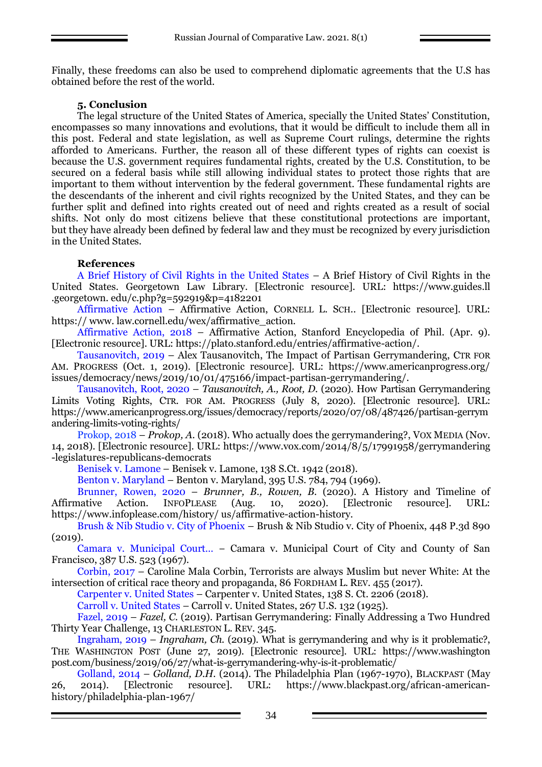Finally, these freedoms can also be used to comprehend diplomatic agreements that the U.S has obtained before the rest of the world.

## 5. Conclusion

The legal structure of the United States of America, specially the United States' Constitution, encompasses so many innovations and evolutions, that it would be difficult to include them all in this post. Federal and state legislation, as well as Supreme Court rulings, determine the rights afforded to Americans. Further, the reason all of these different types of rights can coexist is because the U.S. government requires fundamental rights, created by the U.S. Constitution, to be secured on a federal basis while still allowing individual states to protect those rights that are important to them without intervention by the federal government. These fundamental rights are the descendants of the inherent and civil rights recognized by the United States, and they can be further split and defined into rights created out of need and rights created as a result of social shifts. Not only do most citizens believe that these constitutional protections are important, but they have already been defined by federal law and they must be recognized by every jurisdiction in the United States.

## References

A Brief History of Civil Rights in the United States – A Brief History of Civil Rights in the United States. Georgetown Law Library. [Electronic resource]. URL: https://www.guides.ll .georgetown. edu/c.php?g=592919&p=4182201

Affirmative Action – Affirmative Action, CORNELL L. SCH.. [Electronic resource]. URL: https:// www. law.cornell.edu/wex/affirmative_action.

Affirmative Action, 2018 – Affirmative Action, Stanford Encyclopedia of Phil. (Apr. 9). [Electronic resource]. URL: https://plato.stanford.edu/entries/affirmative-action/.

Tausanovitch, 2019 – Alex Tausanovitch, The Impact of Partisan Gerrymandering, CTR FOR AM. PROGRESS (Oct. 1, 2019). [Electronic resource]. URL: https://www.americanprogress.org/ issues/democracy/news/2019/10/01/475166/impact-partisan-gerrymandering/.

Tausanovitch, Root, 2020 – *Tausanovitch, A., Root, D.* (2020). How Partisan Gerrymandering Limits Voting Rights, CTR. FOR AM. PROGRESS (July 8, 2020). [Electronic resource]. URL: https://www.americanprogress.org/issues/democracy/reports/2020/07/08/487426/partisan-gerrymandering-limits-voting-rights/

Prokop, 2018 – *Prokop, A.* (2018). Who actually does the gerrymandering?, VOX MEDIA (Nov. 14, 2018). [Electronic resource]. URL: https://www.vox.com/2014/8/5/17991958/gerrymandering -legislatures-republicans-democrats

Benisek v. Lamone – Benisek v. Lamone, 138 S.Ct. 1942 (2018).

Benton v. Maryland – Benton v. Maryland, 395 U.S. 784, 794 (1969).

Brunner, Rowen, 2020 – *Brunner, B., Rowen, B.* (2020). A History and Timeline of Affirmative Action. INFOPLEASE (Aug. 10, 2020). [Electronic resource]. URL: https://www.infoplease.com/history/ us/affirmative-action-history.

Brush & Nib Studio v. City of Phoenix – Brush & Nib Studio v. City of Phoenix, 448 P.3d 890 (2019).

Camara v. Municipal Court... – Camara v. Municipal Court of City and County of San Francisco, 387 U.S. 523 (1967).

Corbin, 2017 – Caroline Mala Corbin, Terrorists are always Muslim but never White: At the intersection of critical race theory and propaganda, 86 FORDHAM L. REV. 455 (2017).

Carpenter v. United States – Carpenter v. United States, 138 S. Ct. 2206 (2018).

Carroll v. United States – Carroll v. United States, 267 U.S. 132 (1925).

Fazel, 2019 – *Fazel, C.* (2019). Partisan Gerrymandering: Finally Addressing a Two Hundred Thirty Year Challenge, 13 CHARLESTON L. REV. 345.

Ingraham, 2019 – *Ingraham, Ch.* (2019). What is gerrymandering and why is it problematic?, THE WASHINGTON POST (June 27, 2019). [Electronic resource]. URL: https://www.washington post.com/business/2019/06/27/what-is-gerrymandering-why-is-it-problematic/

Golland, 2014 – *Golland, D.H.* (2014). The Philadelphia Plan (1967-1970), BLACKPAST (May 26, 2014). [Electronic resource]. URL: https://www.blackpast.org/african-american-history/philadelphia-plan-1967/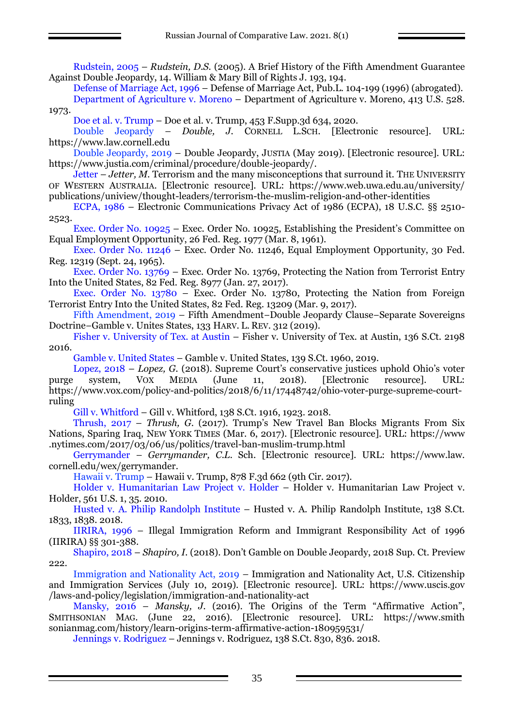Rudstein, 2005 – *Rudstein, D.S.* (2005). A Brief History of the Fifth Amendment Guarantee Against Double Jeopardy, 14. William & Mary Bill of Rights J. 193, 194.

Defense of Marriage Act, 1996 – Defense of Marriage Act, Pub.L. 104-199 (1996) (abrogated).

Department of Agriculture v. Moreno – Department of Agriculture v. Moreno, 413 U.S. 528. 1973.

Doe et al. v. Trump – Doe et al. v. Trump, 453 F.Supp.3d 634, 2020.

Double Jeopardy – *Double, J.* CORNELL L.SCH. [Electronic resource]. URL: https://www.law.cornell.edu

Double Jeopardy, 2019 – Double Jeopardy, JUSTIA (May 2019). [Electronic resource]. URL: https://www.justia.com/criminal/procedure/double-jeopardy/.

Jetter – *Jetter, M.* Terrorism and the many misconceptions that surround it. THE UNIVERSITY OF WESTERN AUSTRALIA. [Electronic resource]. URL: https://www.web.uwa.edu.au/university/publications/uniview/thought-leaders/terrorism-the-muslim-religion-and-other-identities

ECPA, 1986 – Electronic Communications Privacy Act of 1986 (ECPA), 18 U.S.C. §§ 2510-2523.

Exec. Order No. 10925 – Exec. Order No. 10925, Establishing the President's Committee on Equal Employment Opportunity, 26 Fed. Reg. 1977 (Mar. 8, 1961).

Exec. Order No. 11246 – Exec. Order No. 11246, Equal Employment Opportunity, 30 Fed. Reg. 12319 (Sept. 24, 1965).

Exec. Order No. 13769 – Exec. Order No. 13769, Protecting the Nation from Terrorist Entry Into the United States, 82 Fed. Reg. 8977 (Jan. 27, 2017).

Exec. Order No. 13780 – Exec. Order No. 13780, Protecting the Nation from Foreign Terrorist Entry Into the United States, 82 Fed. Reg. 13209 (Mar. 9, 2017).

Fifth Amendment, 2019 – Fifth Amendment–Double Jeopardy Clause–Separate Sovereigns Doctrine–Gamble v. Unites States, 133 HARV. L. REV. 312 (2019).

Fisher v. University of Tex. at Austin – Fisher v. University of Tex. at Austin, 136 S.Ct. 2198 2016.

Gamble v. United States – Gamble v. United States, 139 S.Ct. 1960, 2019.

Lopez, 2018 – *Lopez, G.* (2018). Supreme Court's conservative justices uphold Ohio's voter purge system, VOX MEDIA (June 11, 2018). [Electronic resource]. URL: https://www.vox.com/policy-and-politics/2018/6/11/17448742/ohio-voter-purge-supreme-court-ruling

Gill v. Whitford – Gill v. Whitford, 138 S.Ct. 1916, 1923. 2018.

Thrush, 2017 – *Thrush, G.* (2017). Trump's New Travel Ban Blocks Migrants From Six Nations, Sparing Iraq, NEW YORK TIMES (Mar. 6, 2017). [Electronic resource]. URL: https://www.nytimes.com/2017/03/06/us/politics/travel-ban-muslim-trump.html

Gerrymander – *Gerrymander, C.L.* Sch. [Electronic resource]. URL: https://www.law.cornell.edu/wex/gerrymander.

Hawaii v. Trump – Hawaii v. Trump, 878 F.3d 662 (9th Cir. 2017).

Holder v. Humanitarian Law Project v. Holder – Holder v. Humanitarian Law Project v. Holder, 561 U.S. 1, 35. 2010.

Husted v. A. Philip Randolph Institute – Husted v. A. Philip Randolph Institute, 138 S.Ct. 1833, 1838. 2018.

IIRIRA, 1996 – Illegal Immigration Reform and Immigrant Responsibility Act of 1996 (IIRIRA) §§ 301-388.

Shapiro, 2018 – *Shapiro, I.* (2018). Don't Gamble on Double Jeopardy, 2018 Sup. Ct. Preview 222.

Immigration and Nationality Act, 2019 – Immigration and Nationality Act, U.S. Citizenship and Immigration Services (July 10, 2019). [Electronic resource]. URL: https://www.uscis.gov/laws-and-policy/legislation/immigration-and-nationality-act

Mansky, 2016 – *Mansky, J.* (2016). The Origins of the Term "Affirmative Action", SMITHSONIAN MAG. (June 22, 2016). [Electronic resource]. URL: https://www.smithsonianmag.com/history/learn-origins-term-affirmative-action-180959531/

Jennings v. Rodriguez – Jennings v. Rodriguez, 138 S.Ct. 830, 836. 2018.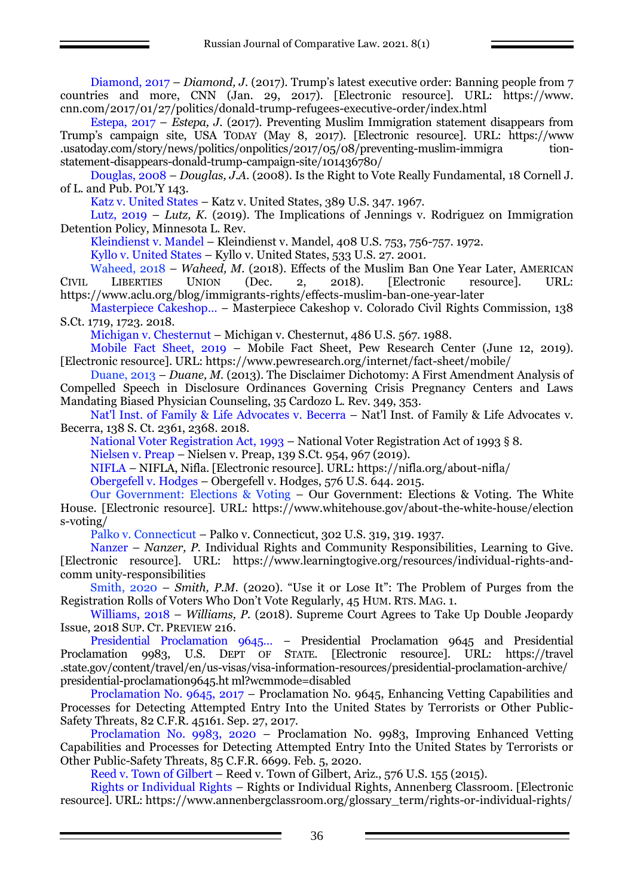Diamond, 2017 – *Diamond, J.* (2017). Trump's latest executive order: Banning people from 7 countries and more, CNN (Jan. 29, 2017). [Electronic resource]. URL: https://www.cnn.com/2017/01/27/politics/donald-trump-refugees-executive-order/index.html

Estepa, 2017 – *Estepa, J.* (2017). Preventing Muslim Immigration statement disappears from Trump's campaign site, USA TODAY (May 8, 2017). [Electronic resource]. URL: https://www.usatoday.com/story/news/politics/onpolitics/2017/05/08/preventing-muslim-immigration-statement-disappears-donald-trump-campaign-site/101436780/

Douglas, 2008 – *Douglas, J.A.* (2008). Is the Right to Vote Really Fundamental, 18 Cornell J. of L. and Pub. POL'Y 143.

Katz v. United States – Katz v. United States, 389 U.S. 347. 1967.

Lutz, 2019 – *Lutz, K.* (2019). The Implications of Jennings v. Rodriguez on Immigration Detention Policy, Minnesota L. Rev.

Kleindienst v. Mandel – Kleindienst v. Mandel, 408 U.S. 753, 756-757. 1972.

Kyllo v. United States – Kyllo v. United States, 533 U.S. 27. 2001.

Waheed, 2018 – *Waheed, M.* (2018). Effects of the Muslim Ban One Year Later, AMERICAN CIVIL LIBERTIES UNION (Dec. 2, 2018). [Electronic resource]. URL: https://www.aclu.org/blog/immigrants-rights/effects-muslim-ban-one-year-later

Masterpiece Cakeshop... – Masterpiece Cakeshop v. Colorado Civil Rights Commission, 138 S.Ct. 1719, 1723. 2018.

Michigan v. Chesternut – Michigan v. Chesternut, 486 U.S. 567. 1988.

Mobile Fact Sheet, 2019 – Mobile Fact Sheet, Pew Research Center (June 12, 2019). [Electronic resource]. URL: https://www.pewresearch.org/internet/fact-sheet/mobile/

Duane, 2013 – *Duane, M.* (2013). The Disclaimer Dichotomy: A First Amendment Analysis of Compelled Speech in Disclosure Ordinances Governing Crisis Pregnancy Centers and Laws Mandating Biased Physician Counseling, 35 Cardozo L. Rev. 349, 353.

Nat'l Inst. of Family & Life Advocates v. Becerra – Nat'l Inst. of Family & Life Advocates v. Becerra, 138 S. Ct. 2361, 2368. 2018.

National Voter Registration Act, 1993 – National Voter Registration Act of 1993 § 8.

Nielsen v. Preap – Nielsen v. Preap, 139 S.Ct. 954, 967 (2019).

NIFLA – NIFLA, Nifla. [Electronic resource]. URL: https://nifla.org/about-nifla/

Obergefell v. Hodges – Obergefell v. Hodges, 576 U.S. 644. 2015.

Our Government: Elections & Voting – Our Government: Elections & Voting. The White House. [Electronic resource]. URL: https://www.whitehouse.gov/about-the-white-house/elections-voting/

Palko v. Connecticut – Palko v. Connecticut, 302 U.S. 319, 319. 1937.

Nanzer – *Nanzer, P.* Individual Rights and Community Responsibilities, Learning to Give. [Electronic resource]. URL: https://www.learningtogive.org/resources/individual-rights-and-community-responsibilities

Smith, 2020 – *Smith, P.M.* (2020). "Use it or Lose It": The Problem of Purges from the Registration Rolls of Voters Who Don't Vote Regularly, 45 HUM. RTS. MAG. 1.

Williams, 2018 – *Williams, P.* (2018). Supreme Court Agrees to Take Up Double Jeopardy Issue, 2018 SUP. CT. PREVIEW 216.

Presidential Proclamation 9645... – Presidential Proclamation 9645 and Presidential Proclamation 9983, U.S. DEPT OF STATE. [Electronic resource]. URL: https://travel.state.gov/content/travel/en/us-visas/visa-information-resources/presidential-proclamation-archive/presidential-proclamation9645.html?wcmmode=disabled

Proclamation No. 9645, 2017 – Proclamation No. 9645, Enhancing Vetting Capabilities and Processes for Detecting Attempted Entry Into the United States by Terrorists or Other Public-Safety Threats, 82 C.F.R. 45161. Sep. 27, 2017.

Proclamation No. 9983, 2020 – Proclamation No. 9983, Improving Enhanced Vetting Capabilities and Processes for Detecting Attempted Entry Into the United States by Terrorists or Other Public-Safety Threats, 85 C.F.R. 6699. Feb. 5, 2020.

Reed v. Town of Gilbert – Reed v. Town of Gilbert, Ariz., 576 U.S. 155 (2015).

Rights or Individual Rights – Rights or Individual Rights, Annenberg Classroom. [Electronic resource]. URL: https://www.annenbergclassroom.org/glossary_term/rights-or-individual-rights/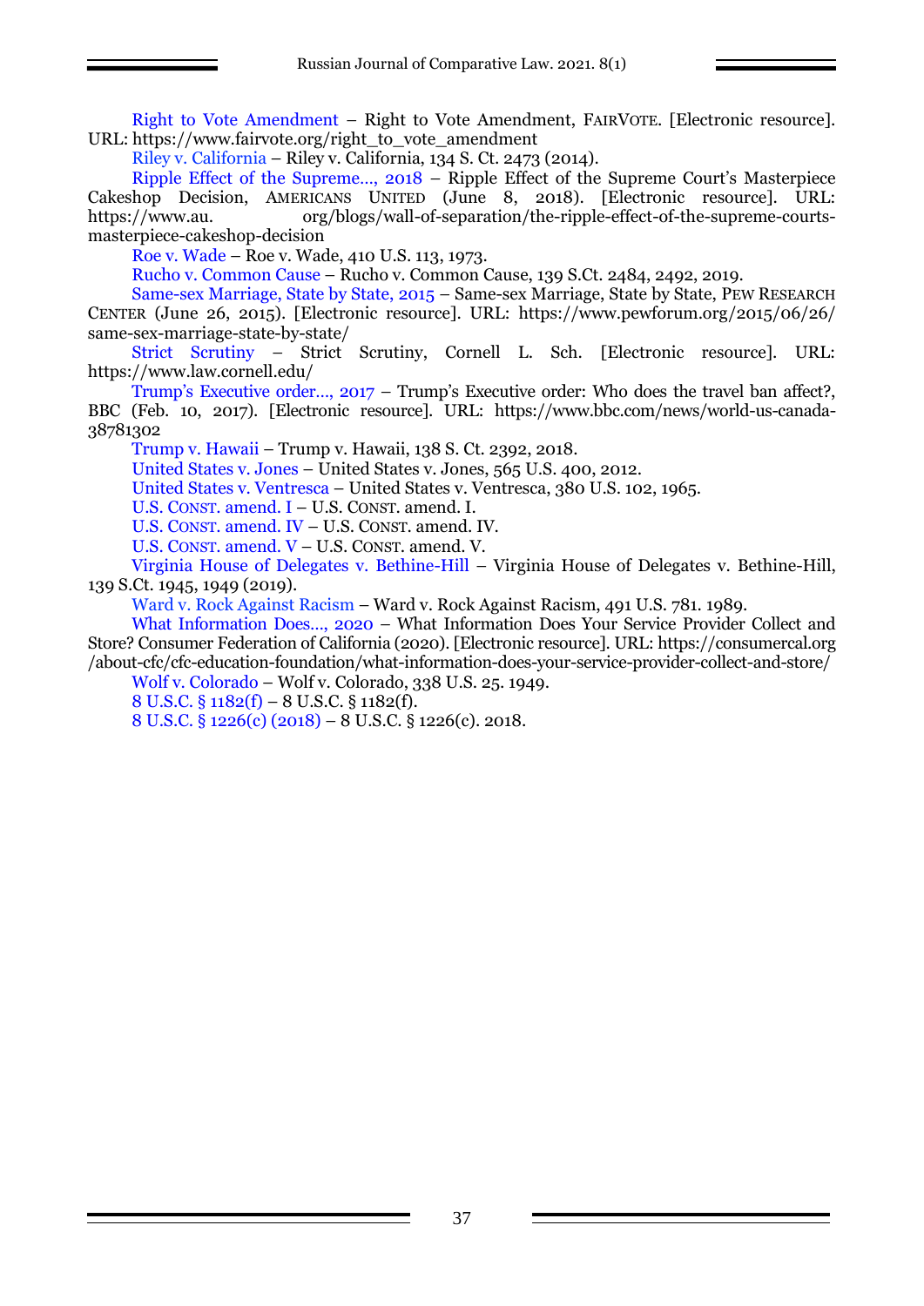Right to Vote Amendment – Right to Vote Amendment, FAIRVOTE. [Electronic resource]. URL: https://www.fairvote.org/right_to_vote_amendment

Riley v. California – Riley v. California, 134 S. Ct. 2473 (2014).

Ripple Effect of the Supreme..., 2018 – Ripple Effect of the Supreme Court's Masterpiece Cakeshop Decision, AMERICANS UNITED (June 8, 2018). [Electronic resource]. URL: https://www.au. org/blogs/wall-of-separation/the-ripple-effect-of-the-supreme-courts-masterpiece-cakeshop-decision

Roe v. Wade – Roe v. Wade, 410 U.S. 113, 1973.

Rucho v. Common Cause – Rucho v. Common Cause, 139 S.Ct. 2484, 2492, 2019.

Same-sex Marriage, State by State, 2015 – Same-sex Marriage, State by State, PEW RESEARCH CENTER (June 26, 2015). [Electronic resource]. URL: https://www.pewforum.org/2015/06/26/same-sex-marriage-state-by-state/

Strict Scrutiny – Strict Scrutiny, Cornell L. Sch. [Electronic resource]. URL: https://www.law.cornell.edu/

Trump's Executive order..., 2017 – Trump's Executive order: Who does the travel ban affect?, BBC (Feb. 10, 2017). [Electronic resource]. URL: https://www.bbc.com/news/world-us-canada-38781302

Trump v. Hawaii – Trump v. Hawaii, 138 S. Ct. 2392, 2018.

United States v. Jones – United States v. Jones, 565 U.S. 400, 2012.

United States v. Ventresca – United States v. Ventresca, 380 U.S. 102, 1965.

U.S. CONST. amend. I – U.S. CONST. amend. I.

U.S. CONST. amend. IV – U.S. CONST. amend. IV.

U.S. CONST. amend. V – U.S. CONST. amend. V.

Virginia House of Delegates v. Bethine-Hill – Virginia House of Delegates v. Bethine-Hill, 139 S.Ct. 1945, 1949 (2019).

Ward v. Rock Against Racism – Ward v. Rock Against Racism, 491 U.S. 781. 1989.

What Information Does..., 2020 – What Information Does Your Service Provider Collect and Store? Consumer Federation of California (2020). [Electronic resource]. URL: https://consumercal.org /about-cfc/cfc-education-foundation/what-information-does-your-service-provider-collect-and-store/

Wolf v. Colorado – Wolf v. Colorado, 338 U.S. 25. 1949.

8 U.S.C. § 1182(f) – 8 U.S.C. § 1182(f).

8 U.S.C. § 1226(c) (2018) – 8 U.S.C. § 1226(c). 2018.